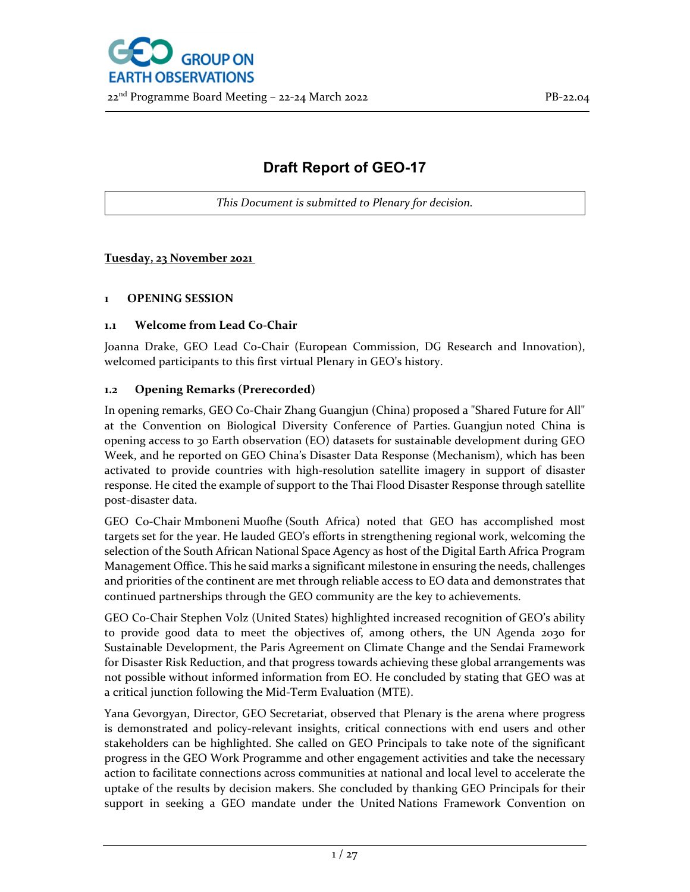# Draft Report of GEO-17

*This Document is submitted to Plenary for decision.*

**Tuesday, 23 November 2021**

## 1 OPENING SESSION

### 1.1 Welcome from Lead Co-Chair

Joanna Drake, GEO Lead Co-Chair (European Commission, DG Research and Innovation), welcomed participants to this first virtual Plenary in GEO's history.

### 1.2 Opening Remarks (Prerecorded)

In opening remarks, GEO Co-Chair Zhang Guangjun (China) proposed a "Shared Future for All" at the Convention on Biological Diversity Conference of Parties. Guangjun noted China is opening access to 30 Earth observation (EO) datasets for sustainable development during GEO Week, and he reported on GEO China's Disaster Data Response (Mechanism), which has been activated to provide countries with high-resolution satellite imagery in support of disaster response. He cited the example of support to the Thai Flood Disaster Response through satellite post-disaster data.

GEO Co-Chair Mmboneni Muofhe (South Africa) noted that GEO has accomplished most targets set for the year. He lauded GEO's efforts in strengthening regional work, welcoming the selection of the South African National Space Agency as host of the Digital Earth Africa Program Management Office. This he said marks a significant milestone in ensuring the needs, challenges and priorities of the continent are met through reliable access to EO data and demonstrates that continued partnerships through the GEO community are the key to achievements.

GEO Co-Chair Stephen Volz (United States) highlighted increased recognition of GEO's ability to provide good data to meet the objectives of, among others, the UN Agenda 2030 for Sustainable Development, the Paris Agreement on Climate Change and the Sendai Framework for Disaster Risk Reduction, and that progress towards achieving these global arrangements was not possible without informed information from EO. He concluded by stating that GEO was at a critical junction following the Mid-Term Evaluation (MTE).

Yana Gevorgyan, Director, GEO Secretariat, observed that Plenary is the arena where progress is demonstrated and policy-relevant insights, critical connections with end users and other stakeholders can be highlighted. She called on GEO Principals to take note of the significant progress in the GEO Work Programme and other engagement activities and take the necessary action to facilitate connections across communities at national and local level to accelerate the uptake of the results by decision makers. She concluded by thanking GEO Principals for their support in seeking a GEO mandate under the United Nations Framework Convention on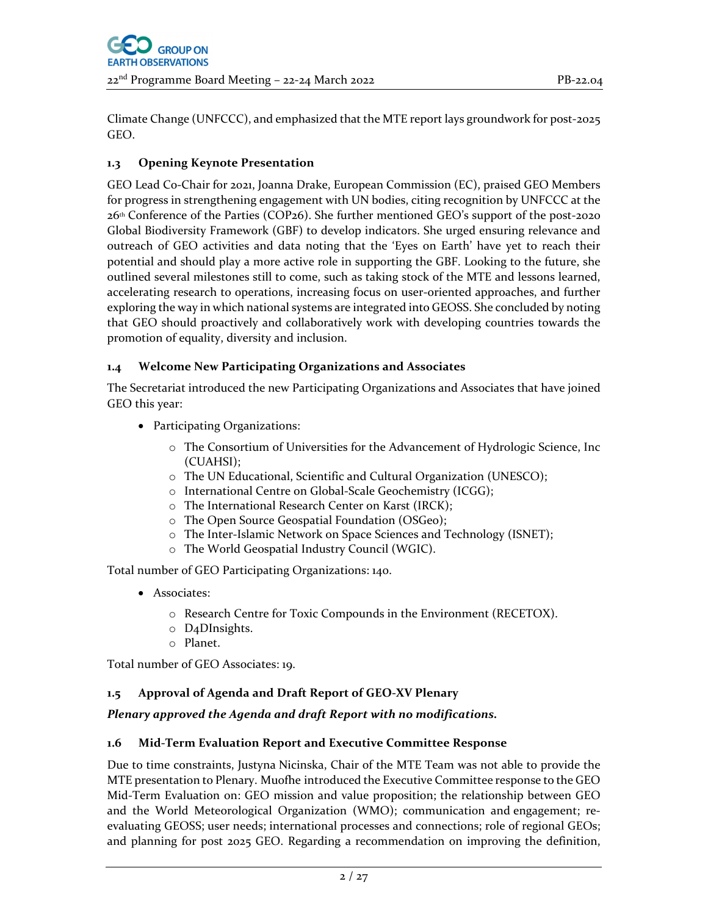Climate Change (UNFCCC), and emphasized that the MTE report lays groundwork for post-2025 GEO.

### 1.3 Opening Keynote Presentation

GEO Lead Co-Chair for 2021, Joanna Drake, European Commission (EC), praised GEO Members for progress in strengthening engagement with UN bodies, citing recognition by UNFCCC at the 26th Conference of the Parties (COP26). She further mentioned GEO's support of the post-2020 Global Biodiversity Framework (GBF) to develop indicators. She urged ensuring relevance and outreach of GEO activities and data noting that the 'Eyes on Earth' have yet to reach their potential and should play a more active role in supporting the GBF. Looking to the future, she outlined several milestones still to come, such as taking stock of the MTE and lessons learned, accelerating research to operations, increasing focus on user-oriented approaches, and further exploring the way in which national systems are integrated into GEOSS. She concluded by noting that GEO should proactively and collaboratively work with developing countries towards the promotion of equality, diversity and inclusion.

### 1.4 Welcome New Participating Organizations and Associates

The Secretariat introduced the new Participating Organizations and Associates that have joined GEO this year:

- Participating Organizations:
  - The Consortium of Universities for the Advancement of Hydrologic Science, Inc (CUAHSI);
  - The UN Educational, Scientific and Cultural Organization (UNESCO);
  - International Centre on Global-Scale Geochemistry (ICGG);
  - The International Research Center on Karst (IRCK);
  - The Open Source Geospatial Foundation (OSGeo);
  - The Inter-Islamic Network on Space Sciences and Technology (ISNET);
  - The World Geospatial Industry Council (WGIC).

Total number of GEO Participating Organizations: 140.

- Associates:
  - Research Centre for Toxic Compounds in the Environment (RECETOX).
  - D4DInsights.
  - Planet.

Total number of GEO Associates: 19.

### 1.5 Approval of Agenda and Draft Report of GEO-XV Plenary

***Plenary approved the Agenda and draft Report with no modifications.***

### 1.6 Mid-Term Evaluation Report and Executive Committee Response

Due to time constraints, Justyna Nicinska, Chair of the MTE Team was not able to provide the MTE presentation to Plenary. Muofhe introduced the Executive Committee response to the GEO Mid-Term Evaluation on: GEO mission and value proposition; the relationship between GEO and the World Meteorological Organization (WMO); communication and engagement; re-evaluating GEOSS; user needs; international processes and connections; role of regional GEOs; and planning for post 2025 GEO. Regarding a recommendation on improving the definition,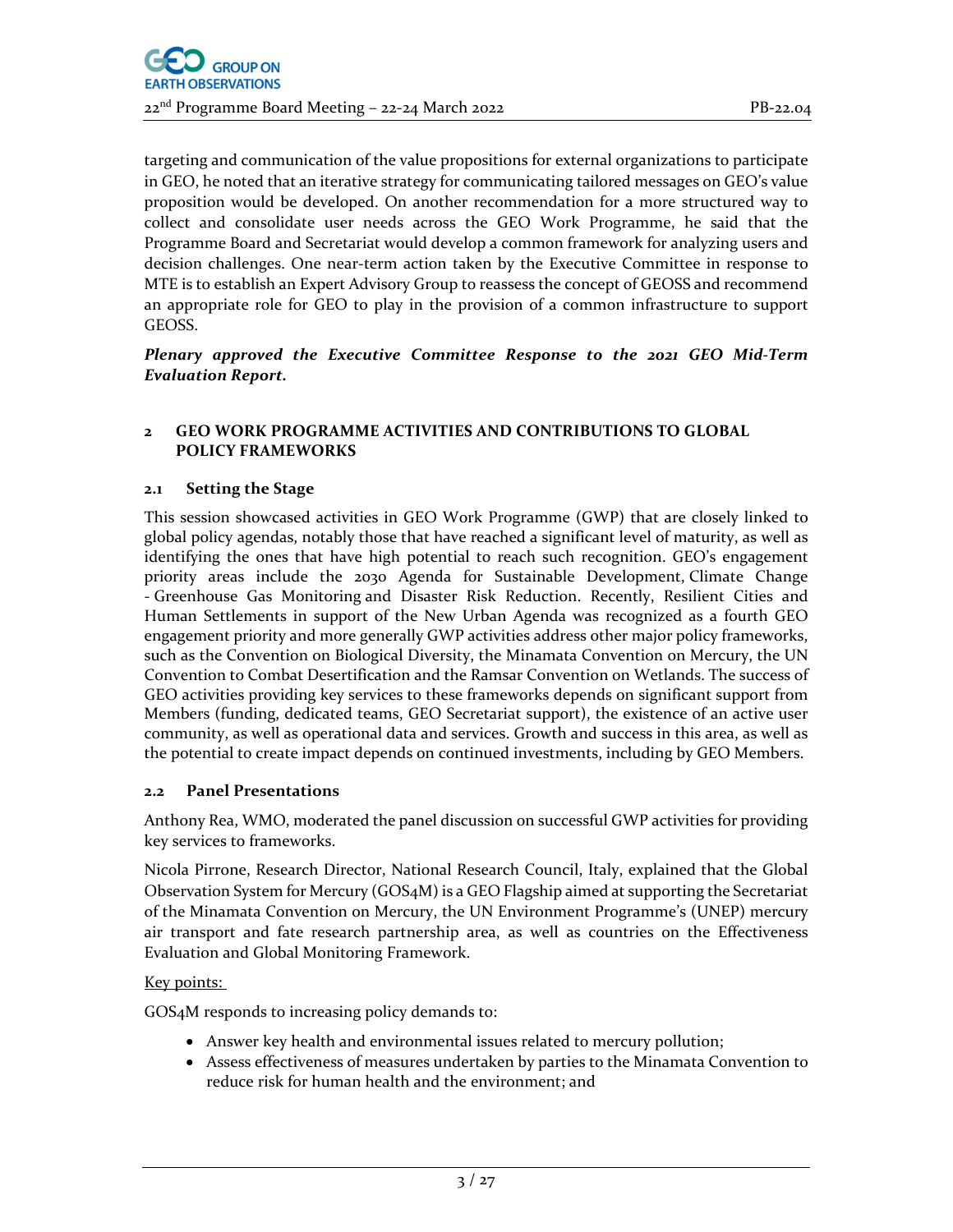targeting and communication of the value propositions for external organizations to participate in GEO, he noted that an iterative strategy for communicating tailored messages on GEO's value proposition would be developed. On another recommendation for a more structured way to collect and consolidate user needs across the GEO Work Programme, he said that the Programme Board and Secretariat would develop a common framework for analyzing users and decision challenges. One near-term action taken by the Executive Committee in response to MTE is to establish an Expert Advisory Group to reassess the concept of GEOSS and recommend an appropriate role for GEO to play in the provision of a common infrastructure to support GEOSS.

***Plenary approved the Executive Committee Response to the 2021 GEO Mid-Term Evaluation Report.***

## 2 GEO WORK PROGRAMME ACTIVITIES AND CONTRIBUTIONS TO GLOBAL POLICY FRAMEWORKS

### 2.1 Setting the Stage

This session showcased activities in GEO Work Programme (GWP) that are closely linked to global policy agendas, notably those that have reached a significant level of maturity, as well as identifying the ones that have high potential to reach such recognition. GEO's engagement priority areas include the 2030 Agenda for Sustainable Development, Climate Change - Greenhouse Gas Monitoring and Disaster Risk Reduction. Recently, Resilient Cities and Human Settlements in support of the New Urban Agenda was recognized as a fourth GEO engagement priority and more generally GWP activities address other major policy frameworks, such as the Convention on Biological Diversity, the Minamata Convention on Mercury, the UN Convention to Combat Desertification and the Ramsar Convention on Wetlands. The success of GEO activities providing key services to these frameworks depends on significant support from Members (funding, dedicated teams, GEO Secretariat support), the existence of an active user community, as well as operational data and services. Growth and success in this area, as well as the potential to create impact depends on continued investments, including by GEO Members.

### 2.2 Panel Presentations

Anthony Rea, WMO, moderated the panel discussion on successful GWP activities for providing key services to frameworks.

Nicola Pirrone, Research Director, National Research Council, Italy, explained that the Global Observation System for Mercury (GOS4M) is a GEO Flagship aimed at supporting the Secretariat of the Minamata Convention on Mercury, the UN Environment Programme's (UNEP) mercury air transport and fate research partnership area, as well as countries on the Effectiveness Evaluation and Global Monitoring Framework.

Key points:

GOS4M responds to increasing policy demands to:

- Answer key health and environmental issues related to mercury pollution;
- Assess effectiveness of measures undertaken by parties to the Minamata Convention to reduce risk for human health and the environment; and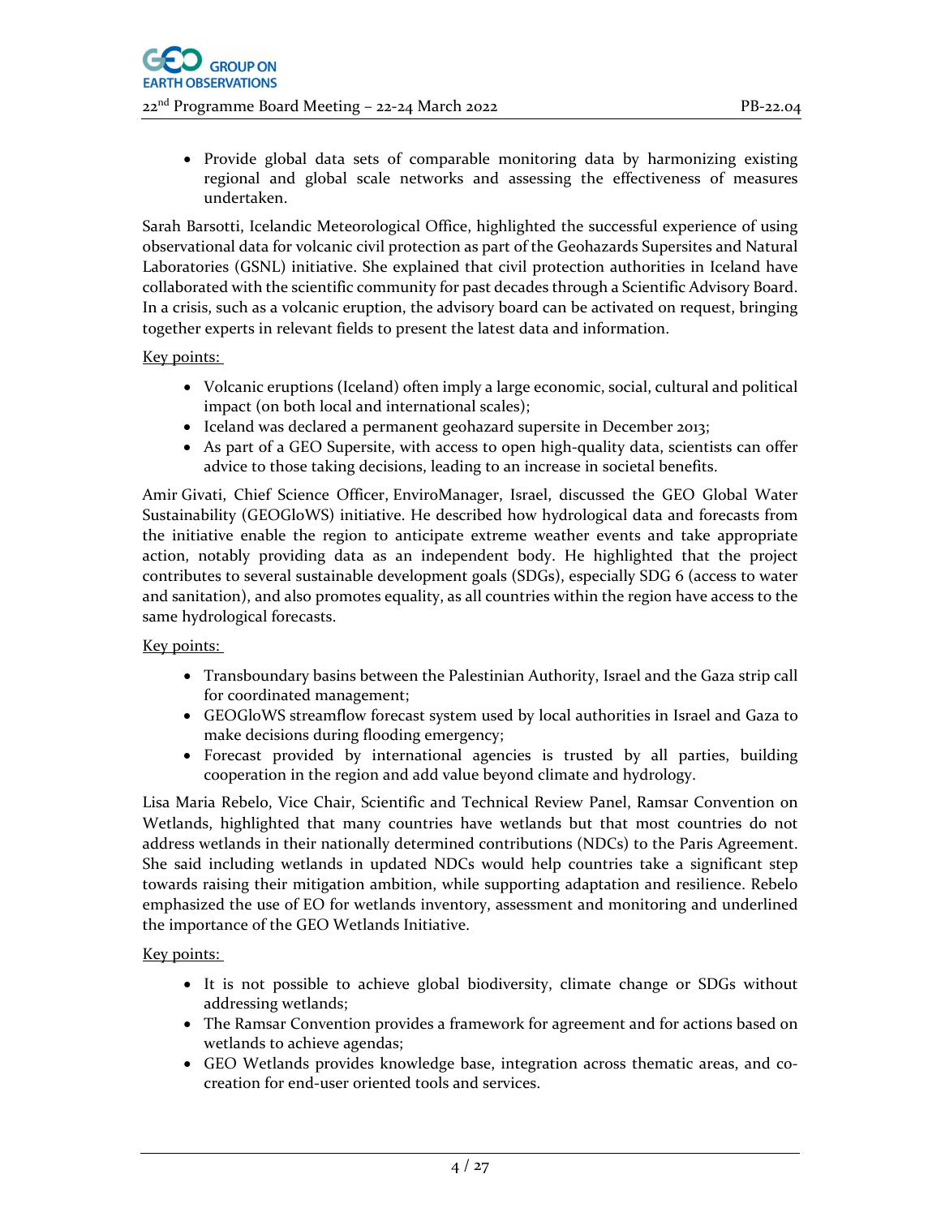- Provide global data sets of comparable monitoring data by harmonizing existing regional and global scale networks and assessing the effectiveness of measures undertaken.

Sarah Barsotti, Icelandic Meteorological Office, highlighted the successful experience of using observational data for volcanic civil protection as part of the Geohazards Supersites and Natural Laboratories (GSNL) initiative. She explained that civil protection authorities in Iceland have collaborated with the scientific community for past decades through a Scientific Advisory Board. In a crisis, such as a volcanic eruption, the advisory board can be activated on request, bringing together experts in relevant fields to present the latest data and information.

Key points:

- Volcanic eruptions (Iceland) often imply a large economic, social, cultural and political impact (on both local and international scales);
- Iceland was declared a permanent geohazard supersite in December 2013;
- As part of a GEO Supersite, with access to open high-quality data, scientists can offer advice to those taking decisions, leading to an increase in societal benefits.

Amir Givati, Chief Science Officer, EnviroManager, Israel, discussed the GEO Global Water Sustainability (GEOGloWS) initiative. He described how hydrological data and forecasts from the initiative enable the region to anticipate extreme weather events and take appropriate action, notably providing data as an independent body. He highlighted that the project contributes to several sustainable development goals (SDGs), especially SDG 6 (access to water and sanitation), and also promotes equality, as all countries within the region have access to the same hydrological forecasts.

Key points:

- Transboundary basins between the Palestinian Authority, Israel and the Gaza strip call for coordinated management;
- GEOGloWS streamflow forecast system used by local authorities in Israel and Gaza to make decisions during flooding emergency;
- Forecast provided by international agencies is trusted by all parties, building cooperation in the region and add value beyond climate and hydrology.

Lisa Maria Rebelo, Vice Chair, Scientific and Technical Review Panel, Ramsar Convention on Wetlands, highlighted that many countries have wetlands but that most countries do not address wetlands in their nationally determined contributions (NDCs) to the Paris Agreement. She said including wetlands in updated NDCs would help countries take a significant step towards raising their mitigation ambition, while supporting adaptation and resilience. Rebelo emphasized the use of EO for wetlands inventory, assessment and monitoring and underlined the importance of the GEO Wetlands Initiative.

Key points:

- It is not possible to achieve global biodiversity, climate change or SDGs without addressing wetlands;
- The Ramsar Convention provides a framework for agreement and for actions based on wetlands to achieve agendas;
- GEO Wetlands provides knowledge base, integration across thematic areas, and co-creation for end-user oriented tools and services.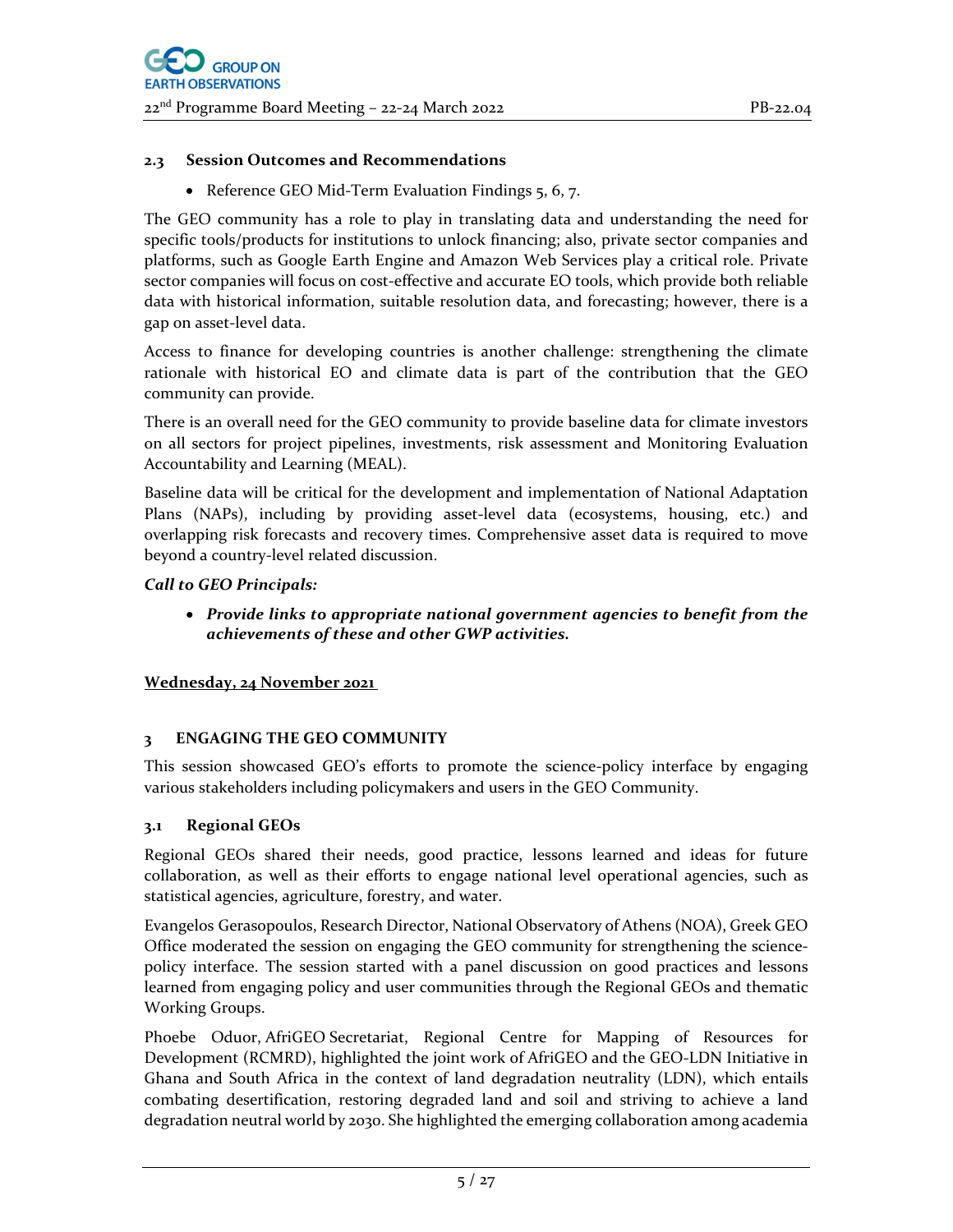### 2.3 Session Outcomes and Recommendations

- Reference GEO Mid-Term Evaluation Findings 5, 6, 7.

The GEO community has a role to play in translating data and understanding the need for specific tools/products for institutions to unlock financing; also, private sector companies and platforms, such as Google Earth Engine and Amazon Web Services play a critical role. Private sector companies will focus on cost-effective and accurate EO tools, which provide both reliable data with historical information, suitable resolution data, and forecasting; however, there is a gap on asset-level data.

Access to finance for developing countries is another challenge: strengthening the climate rationale with historical EO and climate data is part of the contribution that the GEO community can provide.

There is an overall need for the GEO community to provide baseline data for climate investors on all sectors for project pipelines, investments, risk assessment and Monitoring Evaluation Accountability and Learning (MEAL).

Baseline data will be critical for the development and implementation of National Adaptation Plans (NAPs), including by providing asset-level data (ecosystems, housing, etc.) and overlapping risk forecasts and recovery times. Comprehensive asset data is required to move beyond a country-level related discussion.

***Call to GEO Principals:***

- ***Provide links to appropriate national government agencies to benefit from the achievements of these and other GWP activities.***

**Wednesday, 24 November 2021**

## 3 ENGAGING THE GEO COMMUNITY

This session showcased GEO's efforts to promote the science-policy interface by engaging various stakeholders including policymakers and users in the GEO Community.

### 3.1 Regional GEOs

Regional GEOs shared their needs, good practice, lessons learned and ideas for future collaboration, as well as their efforts to engage national level operational agencies, such as statistical agencies, agriculture, forestry, and water.

Evangelos Gerasopoulos, Research Director, National Observatory of Athens (NOA), Greek GEO Office moderated the session on engaging the GEO community for strengthening the science-policy interface. The session started with a panel discussion on good practices and lessons learned from engaging policy and user communities through the Regional GEOs and thematic Working Groups.

Phoebe Oduor, AfriGEO Secretariat, Regional Centre for Mapping of Resources for Development (RCMRD), highlighted the joint work of AfriGEO and the GEO-LDN Initiative in Ghana and South Africa in the context of land degradation neutrality (LDN), which entails combating desertification, restoring degraded land and soil and striving to achieve a land degradation neutral world by 2030. She highlighted the emerging collaboration among academia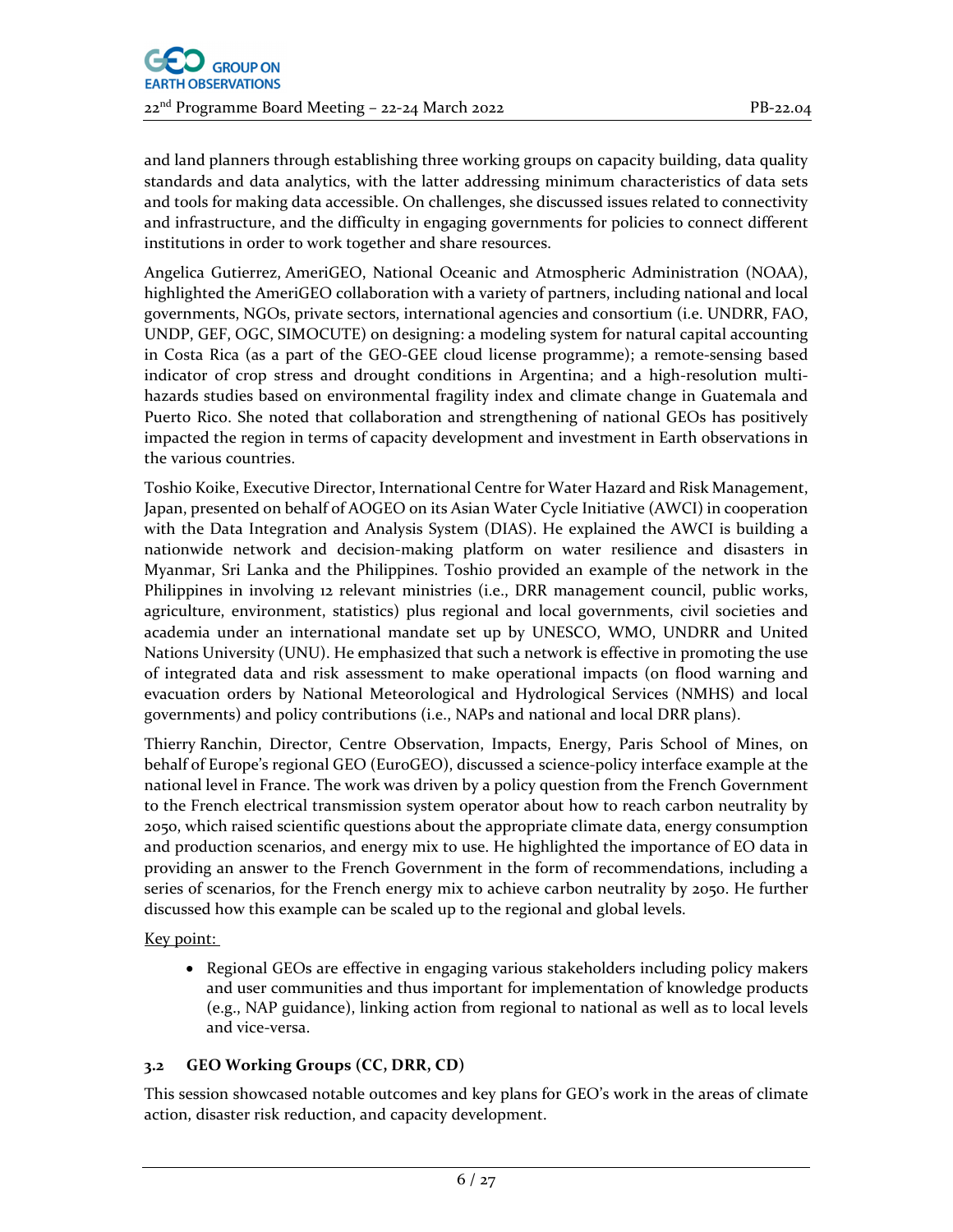and land planners through establishing three working groups on capacity building, data quality standards and data analytics, with the latter addressing minimum characteristics of data sets and tools for making data accessible. On challenges, she discussed issues related to connectivity and infrastructure, and the difficulty in engaging governments for policies to connect different institutions in order to work together and share resources.

Angelica Gutierrez, AmeriGEO, National Oceanic and Atmospheric Administration (NOAA), highlighted the AmeriGEO collaboration with a variety of partners, including national and local governments, NGOs, private sectors, international agencies and consortium (i.e. UNDRR, FAO, UNDP, GEF, OGC, SIMOCUTE) on designing: a modeling system for natural capital accounting in Costa Rica (as a part of the GEO-GEE cloud license programme); a remote-sensing based indicator of crop stress and drought conditions in Argentina; and a high-resolution multi-hazards studies based on environmental fragility index and climate change in Guatemala and Puerto Rico. She noted that collaboration and strengthening of national GEOs has positively impacted the region in terms of capacity development and investment in Earth observations in the various countries.

Toshio Koike, Executive Director, International Centre for Water Hazard and Risk Management, Japan, presented on behalf of AOGEO on its Asian Water Cycle Initiative (AWCI) in cooperation with the Data Integration and Analysis System (DIAS). He explained the AWCI is building a nationwide network and decision-making platform on water resilience and disasters in Myanmar, Sri Lanka and the Philippines. Toshio provided an example of the network in the Philippines in involving 12 relevant ministries (i.e., DRR management council, public works, agriculture, environment, statistics) plus regional and local governments, civil societies and academia under an international mandate set up by UNESCO, WMO, UNDRR and United Nations University (UNU). He emphasized that such a network is effective in promoting the use of integrated data and risk assessment to make operational impacts (on flood warning and evacuation orders by National Meteorological and Hydrological Services (NMHS) and local governments) and policy contributions (i.e., NAPs and national and local DRR plans).

Thierry Ranchin, Director, Centre Observation, Impacts, Energy, Paris School of Mines, on behalf of Europe's regional GEO (EuroGEO), discussed a science-policy interface example at the national level in France. The work was driven by a policy question from the French Government to the French electrical transmission system operator about how to reach carbon neutrality by 2050, which raised scientific questions about the appropriate climate data, energy consumption and production scenarios, and energy mix to use. He highlighted the importance of EO data in providing an answer to the French Government in the form of recommendations, including a series of scenarios, for the French energy mix to achieve carbon neutrality by 2050. He further discussed how this example can be scaled up to the regional and global levels.

Key point:

- Regional GEOs are effective in engaging various stakeholders including policy makers and user communities and thus important for implementation of knowledge products (e.g., NAP guidance), linking action from regional to national as well as to local levels and vice-versa.

### 3.2 GEO Working Groups (CC, DRR, CD)

This session showcased notable outcomes and key plans for GEO's work in the areas of climate action, disaster risk reduction, and capacity development.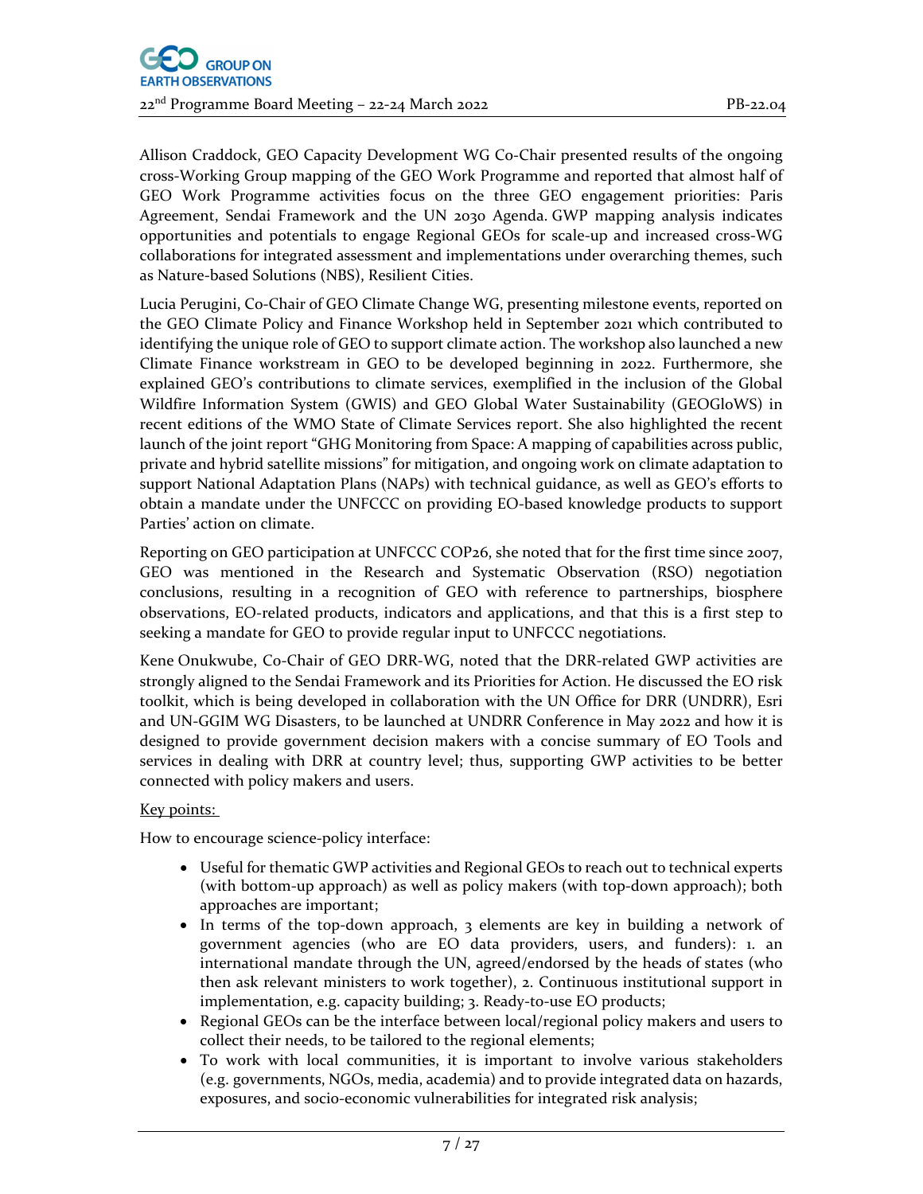Allison Craddock, GEO Capacity Development WG Co-Chair presented results of the ongoing cross-Working Group mapping of the GEO Work Programme and reported that almost half of GEO Work Programme activities focus on the three GEO engagement priorities: Paris Agreement, Sendai Framework and the UN 2030 Agenda. GWP mapping analysis indicates opportunities and potentials to engage Regional GEOs for scale-up and increased cross-WG collaborations for integrated assessment and implementations under overarching themes, such as Nature-based Solutions (NBS), Resilient Cities.

Lucia Perugini, Co-Chair of GEO Climate Change WG, presenting milestone events, reported on the GEO Climate Policy and Finance Workshop held in September 2021 which contributed to identifying the unique role of GEO to support climate action. The workshop also launched a new Climate Finance workstream in GEO to be developed beginning in 2022. Furthermore, she explained GEO's contributions to climate services, exemplified in the inclusion of the Global Wildfire Information System (GWIS) and GEO Global Water Sustainability (GEOGloWS) in recent editions of the WMO State of Climate Services report. She also highlighted the recent launch of the joint report "GHG Monitoring from Space: A mapping of capabilities across public, private and hybrid satellite missions" for mitigation, and ongoing work on climate adaptation to support National Adaptation Plans (NAPs) with technical guidance, as well as GEO's efforts to obtain a mandate under the UNFCCC on providing EO-based knowledge products to support Parties' action on climate.

Reporting on GEO participation at UNFCCC COP26, she noted that for the first time since 2007, GEO was mentioned in the Research and Systematic Observation (RSO) negotiation conclusions, resulting in a recognition of GEO with reference to partnerships, biosphere observations, EO-related products, indicators and applications, and that this is a first step to seeking a mandate for GEO to provide regular input to UNFCCC negotiations.

Kene Onukwube, Co-Chair of GEO DRR-WG, noted that the DRR-related GWP activities are strongly aligned to the Sendai Framework and its Priorities for Action. He discussed the EO risk toolkit, which is being developed in collaboration with the UN Office for DRR (UNDRR), Esri and UN-GGIM WG Disasters, to be launched at UNDRR Conference in May 2022 and how it is designed to provide government decision makers with a concise summary of EO Tools and services in dealing with DRR at country level; thus, supporting GWP activities to be better connected with policy makers and users.

Key points:

How to encourage science-policy interface:

- Useful for thematic GWP activities and Regional GEOs to reach out to technical experts (with bottom-up approach) as well as policy makers (with top-down approach); both approaches are important;
- In terms of the top-down approach, 3 elements are key in building a network of government agencies (who are EO data providers, users, and funders): 1. an international mandate through the UN, agreed/endorsed by the heads of states (who then ask relevant ministers to work together), 2. Continuous institutional support in implementation, e.g. capacity building; 3. Ready-to-use EO products;
- Regional GEOs can be the interface between local/regional policy makers and users to collect their needs, to be tailored to the regional elements;
- To work with local communities, it is important to involve various stakeholders (e.g. governments, NGOs, media, academia) and to provide integrated data on hazards, exposures, and socio-economic vulnerabilities for integrated risk analysis;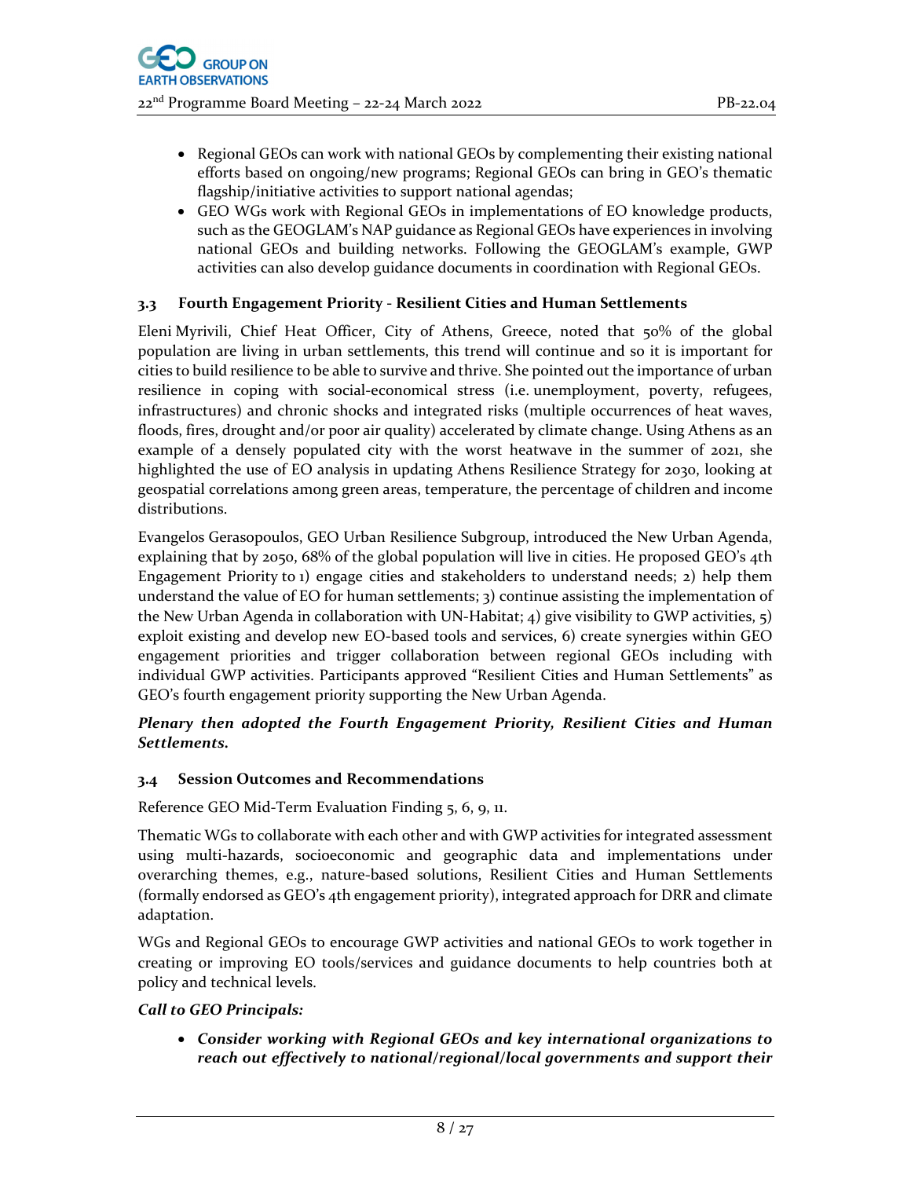- Regional GEOs can work with national GEOs by complementing their existing national efforts based on ongoing/new programs; Regional GEOs can bring in GEO's thematic flagship/initiative activities to support national agendas;
- GEO WGs work with Regional GEOs in implementations of EO knowledge products, such as the GEOGLAM's NAP guidance as Regional GEOs have experiences in involving national GEOs and building networks. Following the GEOGLAM's example, GWP activities can also develop guidance documents in coordination with Regional GEOs.

### 3.3 Fourth Engagement Priority - Resilient Cities and Human Settlements

Eleni Myrivili, Chief Heat Officer, City of Athens, Greece, noted that 50% of the global population are living in urban settlements, this trend will continue and so it is important for cities to build resilience to be able to survive and thrive. She pointed out the importance of urban resilience in coping with social-economical stress (i.e. unemployment, poverty, refugees, infrastructures) and chronic shocks and integrated risks (multiple occurrences of heat waves, floods, fires, drought and/or poor air quality) accelerated by climate change. Using Athens as an example of a densely populated city with the worst heatwave in the summer of 2021, she highlighted the use of EO analysis in updating Athens Resilience Strategy for 2030, looking at geospatial correlations among green areas, temperature, the percentage of children and income distributions.

Evangelos Gerasopoulos, GEO Urban Resilience Subgroup, introduced the New Urban Agenda, explaining that by 2050, 68% of the global population will live in cities. He proposed GEO's 4th Engagement Priority to 1) engage cities and stakeholders to understand needs; 2) help them understand the value of EO for human settlements; 3) continue assisting the implementation of the New Urban Agenda in collaboration with UN-Habitat; 4) give visibility to GWP activities, 5) exploit existing and develop new EO-based tools and services, 6) create synergies within GEO engagement priorities and trigger collaboration between regional GEOs including with individual GWP activities. Participants approved "Resilient Cities and Human Settlements" as GEO's fourth engagement priority supporting the New Urban Agenda.

***Plenary then adopted the Fourth Engagement Priority, Resilient Cities and Human Settlements.***

### 3.4 Session Outcomes and Recommendations

Reference GEO Mid-Term Evaluation Finding 5, 6, 9, 11.

Thematic WGs to collaborate with each other and with GWP activities for integrated assessment using multi-hazards, socioeconomic and geographic data and implementations under overarching themes, e.g., nature-based solutions, Resilient Cities and Human Settlements (formally endorsed as GEO's 4th engagement priority), integrated approach for DRR and climate adaptation.

WGs and Regional GEOs to encourage GWP activities and national GEOs to work together in creating or improving EO tools/services and guidance documents to help countries both at policy and technical levels.

***Call to GEO Principals:***

- ***Consider working with Regional GEOs and key international organizations to reach out effectively to national/regional/local governments and support their***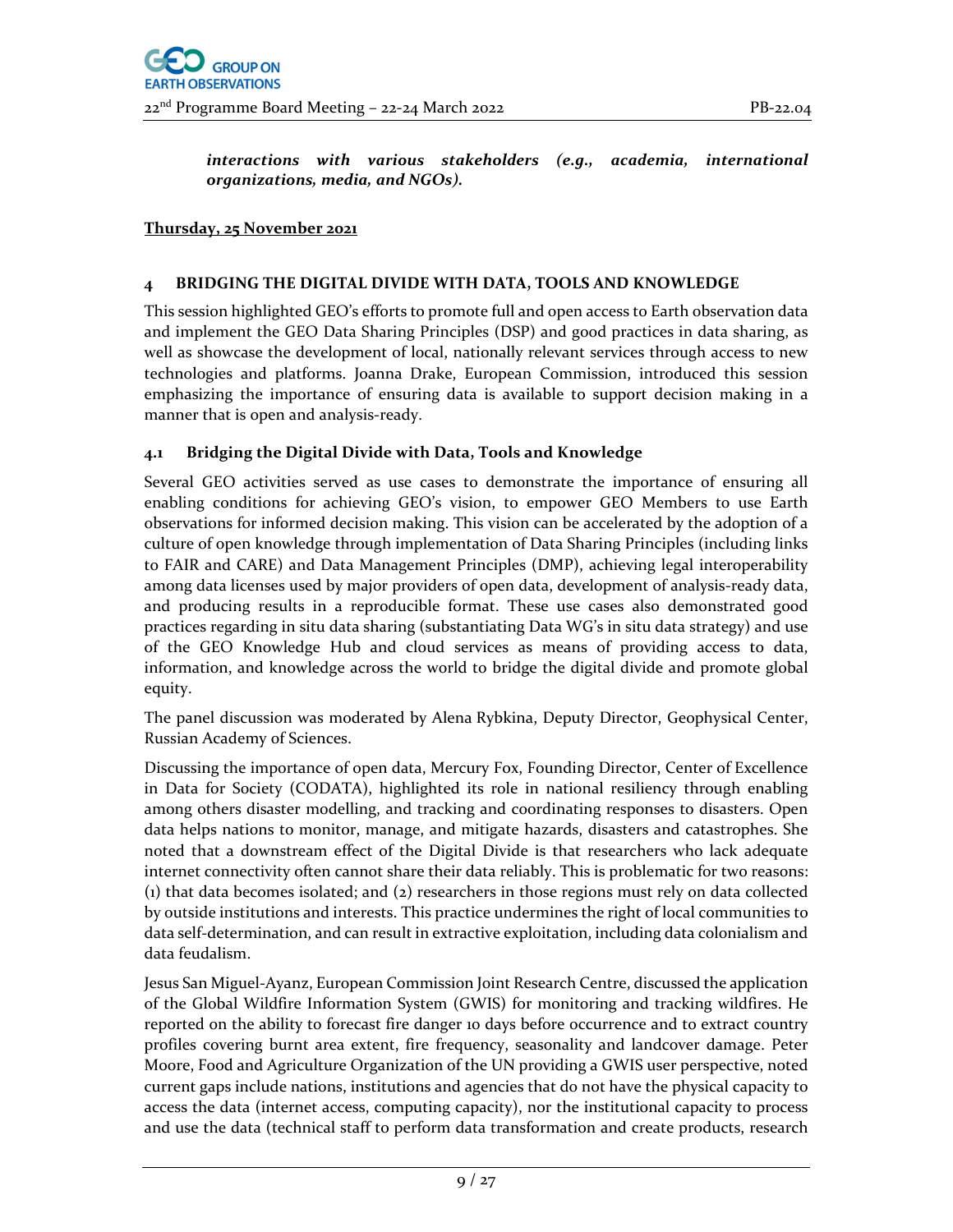***interactions with various stakeholders (e.g., academia, international organizations, media, and NGOs).***

**Thursday, 25 November 2021**

## 4 BRIDGING THE DIGITAL DIVIDE WITH DATA, TOOLS AND KNOWLEDGE

This session highlighted GEO's efforts to promote full and open access to Earth observation data and implement the GEO Data Sharing Principles (DSP) and good practices in data sharing, as well as showcase the development of local, nationally relevant services through access to new technologies and platforms. Joanna Drake, European Commission, introduced this session emphasizing the importance of ensuring data is available to support decision making in a manner that is open and analysis-ready.

### 4.1 Bridging the Digital Divide with Data, Tools and Knowledge

Several GEO activities served as use cases to demonstrate the importance of ensuring all enabling conditions for achieving GEO's vision, to empower GEO Members to use Earth observations for informed decision making. This vision can be accelerated by the adoption of a culture of open knowledge through implementation of Data Sharing Principles (including links to FAIR and CARE) and Data Management Principles (DMP), achieving legal interoperability among data licenses used by major providers of open data, development of analysis-ready data, and producing results in a reproducible format. These use cases also demonstrated good practices regarding in situ data sharing (substantiating Data WG's in situ data strategy) and use of the GEO Knowledge Hub and cloud services as means of providing access to data, information, and knowledge across the world to bridge the digital divide and promote global equity.

The panel discussion was moderated by Alena Rybkina, Deputy Director, Geophysical Center, Russian Academy of Sciences.

Discussing the importance of open data, Mercury Fox, Founding Director, Center of Excellence in Data for Society (CODATA), highlighted its role in national resiliency through enabling among others disaster modelling, and tracking and coordinating responses to disasters. Open data helps nations to monitor, manage, and mitigate hazards, disasters and catastrophes. She noted that a downstream effect of the Digital Divide is that researchers who lack adequate internet connectivity often cannot share their data reliably. This is problematic for two reasons: (1) that data becomes isolated; and (2) researchers in those regions must rely on data collected by outside institutions and interests. This practice undermines the right of local communities to data self-determination, and can result in extractive exploitation, including data colonialism and data feudalism.

Jesus San Miguel-Ayanz, European Commission Joint Research Centre, discussed the application of the Global Wildfire Information System (GWIS) for monitoring and tracking wildfires. He reported on the ability to forecast fire danger 10 days before occurrence and to extract country profiles covering burnt area extent, fire frequency, seasonality and landcover damage. Peter Moore, Food and Agriculture Organization of the UN providing a GWIS user perspective, noted current gaps include nations, institutions and agencies that do not have the physical capacity to access the data (internet access, computing capacity), nor the institutional capacity to process and use the data (technical staff to perform data transformation and create products, research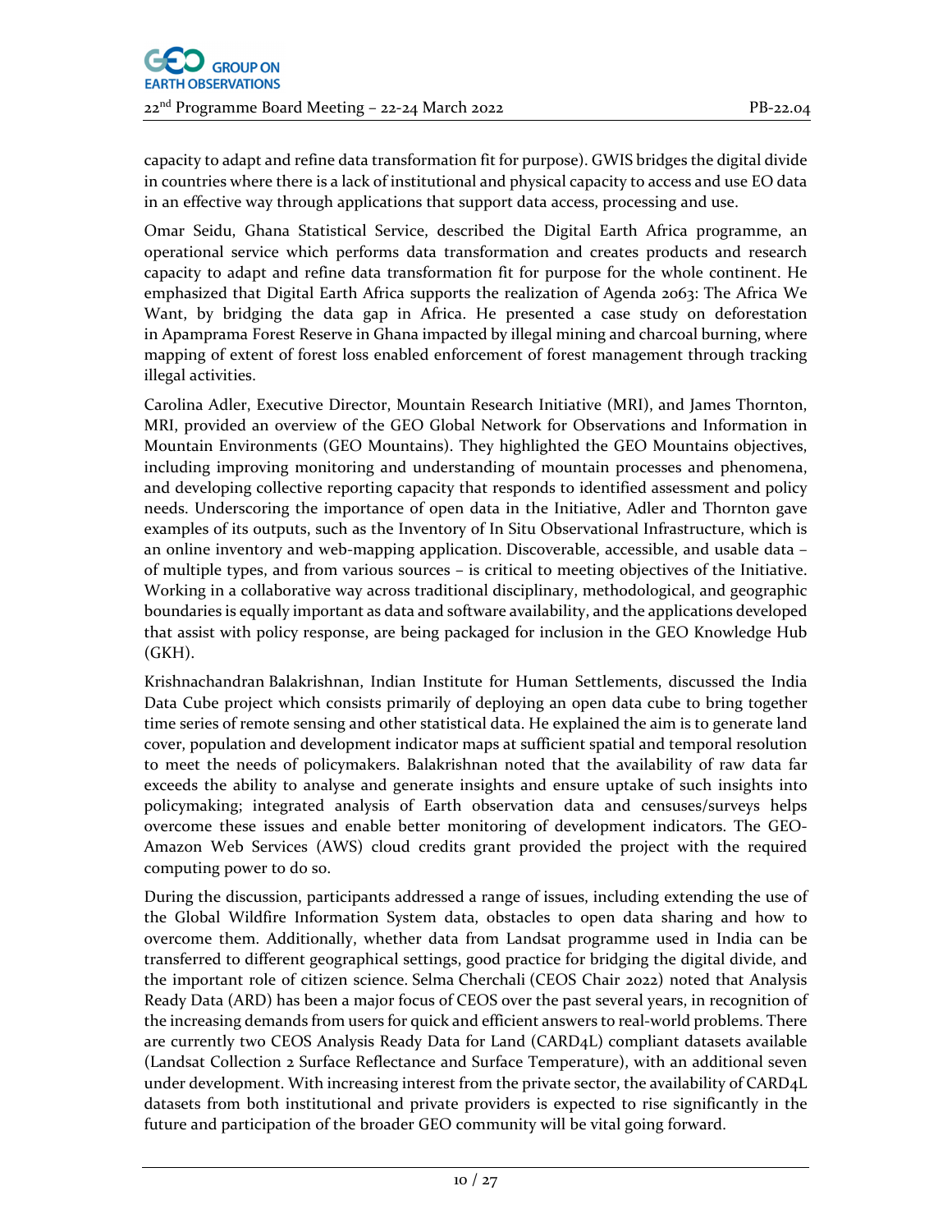capacity to adapt and refine data transformation fit for purpose). GWIS bridges the digital divide in countries where there is a lack of institutional and physical capacity to access and use EO data in an effective way through applications that support data access, processing and use.

Omar Seidu, Ghana Statistical Service, described the Digital Earth Africa programme, an operational service which performs data transformation and creates products and research capacity to adapt and refine data transformation fit for purpose for the whole continent. He emphasized that Digital Earth Africa supports the realization of Agenda 2063: The Africa We Want, by bridging the data gap in Africa. He presented a case study on deforestation in Apamprama Forest Reserve in Ghana impacted by illegal mining and charcoal burning, where mapping of extent of forest loss enabled enforcement of forest management through tracking illegal activities.

Carolina Adler, Executive Director, Mountain Research Initiative (MRI), and James Thornton, MRI, provided an overview of the GEO Global Network for Observations and Information in Mountain Environments (GEO Mountains). They highlighted the GEO Mountains objectives, including improving monitoring and understanding of mountain processes and phenomena, and developing collective reporting capacity that responds to identified assessment and policy needs. Underscoring the importance of open data in the Initiative, Adler and Thornton gave examples of its outputs, such as the Inventory of In Situ Observational Infrastructure, which is an online inventory and web-mapping application. Discoverable, accessible, and usable data – of multiple types, and from various sources – is critical to meeting objectives of the Initiative. Working in a collaborative way across traditional disciplinary, methodological, and geographic boundaries is equally important as data and software availability, and the applications developed that assist with policy response, are being packaged for inclusion in the GEO Knowledge Hub (GKH).

Krishnachandran Balakrishnan, Indian Institute for Human Settlements, discussed the India Data Cube project which consists primarily of deploying an open data cube to bring together time series of remote sensing and other statistical data. He explained the aim is to generate land cover, population and development indicator maps at sufficient spatial and temporal resolution to meet the needs of policymakers. Balakrishnan noted that the availability of raw data far exceeds the ability to analyse and generate insights and ensure uptake of such insights into policymaking; integrated analysis of Earth observation data and censuses/surveys helps overcome these issues and enable better monitoring of development indicators. The GEO-Amazon Web Services (AWS) cloud credits grant provided the project with the required computing power to do so.

During the discussion, participants addressed a range of issues, including extending the use of the Global Wildfire Information System data, obstacles to open data sharing and how to overcome them. Additionally, whether data from Landsat programme used in India can be transferred to different geographical settings, good practice for bridging the digital divide, and the important role of citizen science. Selma Cherchali (CEOS Chair 2022) noted that Analysis Ready Data (ARD) has been a major focus of CEOS over the past several years, in recognition of the increasing demands from users for quick and efficient answers to real-world problems. There are currently two CEOS Analysis Ready Data for Land (CARD4L) compliant datasets available (Landsat Collection 2 Surface Reflectance and Surface Temperature), with an additional seven under development. With increasing interest from the private sector, the availability of CARD4L datasets from both institutional and private providers is expected to rise significantly in the future and participation of the broader GEO community will be vital going forward.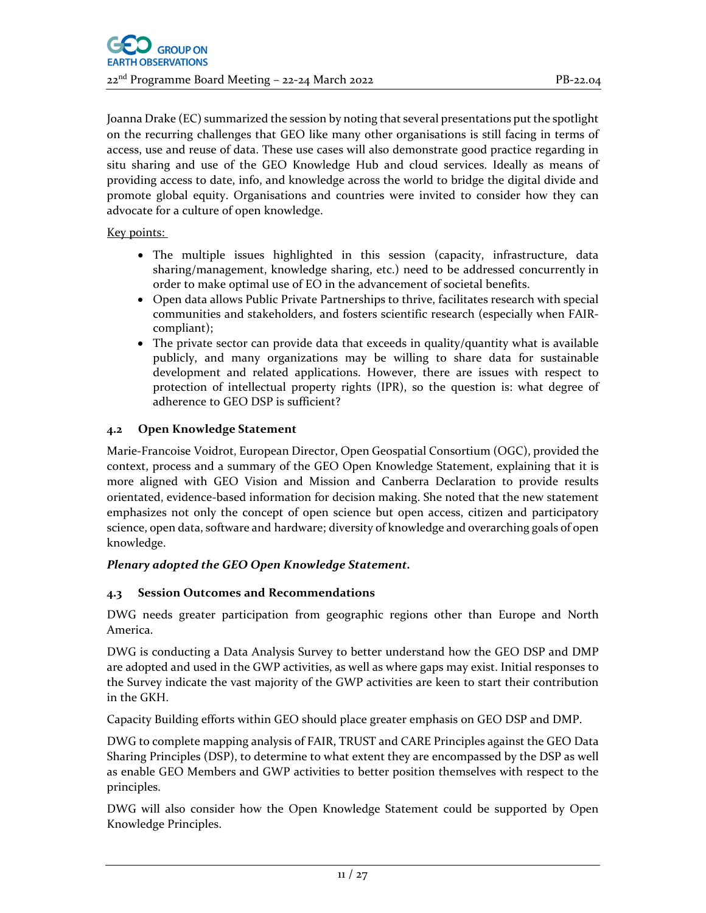Joanna Drake (EC) summarized the session by noting that several presentations put the spotlight on the recurring challenges that GEO like many other organisations is still facing in terms of access, use and reuse of data. These use cases will also demonstrate good practice regarding in situ sharing and use of the GEO Knowledge Hub and cloud services. Ideally as means of providing access to date, info, and knowledge across the world to bridge the digital divide and promote global equity. Organisations and countries were invited to consider how they can advocate for a culture of open knowledge.

Key points:

- The multiple issues highlighted in this session (capacity, infrastructure, data sharing/management, knowledge sharing, etc.) need to be addressed concurrently in order to make optimal use of EO in the advancement of societal benefits.
- Open data allows Public Private Partnerships to thrive, facilitates research with special communities and stakeholders, and fosters scientific research (especially when FAIR-compliant);
- The private sector can provide data that exceeds in quality/quantity what is available publicly, and many organizations may be willing to share data for sustainable development and related applications. However, there are issues with respect to protection of intellectual property rights (IPR), so the question is: what degree of adherence to GEO DSP is sufficient?

### 4.2 Open Knowledge Statement

Marie-Francoise Voidrot, European Director, Open Geospatial Consortium (OGC), provided the context, process and a summary of the GEO Open Knowledge Statement, explaining that it is more aligned with GEO Vision and Mission and Canberra Declaration to provide results orientated, evidence-based information for decision making. She noted that the new statement emphasizes not only the concept of open science but open access, citizen and participatory science, open data, software and hardware; diversity of knowledge and overarching goals of open knowledge.

***Plenary adopted the GEO Open Knowledge Statement.***

### 4.3 Session Outcomes and Recommendations

DWG needs greater participation from geographic regions other than Europe and North America.

DWG is conducting a Data Analysis Survey to better understand how the GEO DSP and DMP are adopted and used in the GWP activities, as well as where gaps may exist. Initial responses to the Survey indicate the vast majority of the GWP activities are keen to start their contribution in the GKH.

Capacity Building efforts within GEO should place greater emphasis on GEO DSP and DMP.

DWG to complete mapping analysis of FAIR, TRUST and CARE Principles against the GEO Data Sharing Principles (DSP), to determine to what extent they are encompassed by the DSP as well as enable GEO Members and GWP activities to better position themselves with respect to the principles.

DWG will also consider how the Open Knowledge Statement could be supported by Open Knowledge Principles.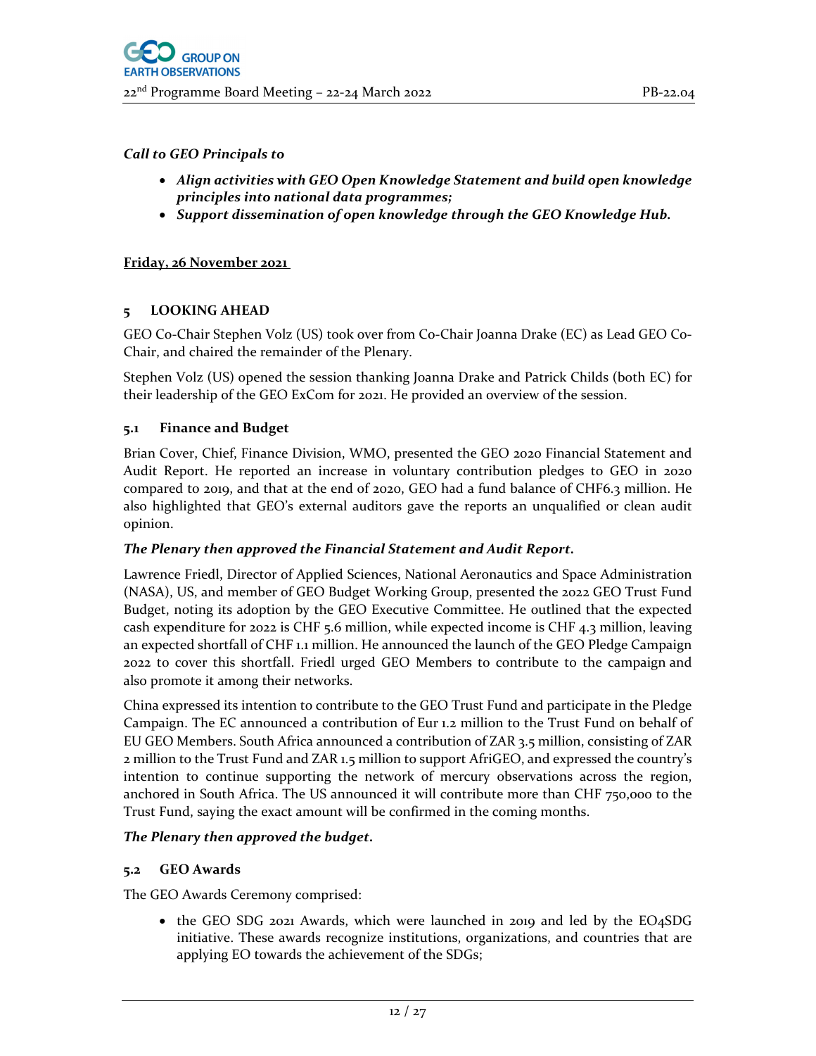***Call to GEO Principals to***

- ***Align activities with GEO Open Knowledge Statement and build open knowledge principles into national data programmes;***
- ***Support dissemination of open knowledge through the GEO Knowledge Hub.***

**Friday, 26 November 2021**

## 5 LOOKING AHEAD

GEO Co-Chair Stephen Volz (US) took over from Co-Chair Joanna Drake (EC) as Lead GEO Co-Chair, and chaired the remainder of the Plenary.

Stephen Volz (US) opened the session thanking Joanna Drake and Patrick Childs (both EC) for their leadership of the GEO ExCom for 2021. He provided an overview of the session.

### 5.1 Finance and Budget

Brian Cover, Chief, Finance Division, WMO, presented the GEO 2020 Financial Statement and Audit Report. He reported an increase in voluntary contribution pledges to GEO in 2020 compared to 2019, and that at the end of 2020, GEO had a fund balance of CHF6.3 million. He also highlighted that GEO's external auditors gave the reports an unqualified or clean audit opinion.

***The Plenary then approved the Financial Statement and Audit Report.***

Lawrence Friedl, Director of Applied Sciences, National Aeronautics and Space Administration (NASA), US, and member of GEO Budget Working Group, presented the 2022 GEO Trust Fund Budget, noting its adoption by the GEO Executive Committee. He outlined that the expected cash expenditure for 2022 is CHF 5.6 million, while expected income is CHF 4.3 million, leaving an expected shortfall of CHF 1.1 million. He announced the launch of the GEO Pledge Campaign 2022 to cover this shortfall. Friedl urged GEO Members to contribute to the campaign and also promote it among their networks.

China expressed its intention to contribute to the GEO Trust Fund and participate in the Pledge Campaign. The EC announced a contribution of Eur 1.2 million to the Trust Fund on behalf of EU GEO Members. South Africa announced a contribution of ZAR 3.5 million, consisting of ZAR 2 million to the Trust Fund and ZAR 1.5 million to support AfriGEO, and expressed the country's intention to continue supporting the network of mercury observations across the region, anchored in South Africa. The US announced it will contribute more than CHF 750,000 to the Trust Fund, saying the exact amount will be confirmed in the coming months.

***The Plenary then approved the budget.***

### 5.2 GEO Awards

The GEO Awards Ceremony comprised:

- the GEO SDG 2021 Awards, which were launched in 2019 and led by the EO4SDG initiative. These awards recognize institutions, organizations, and countries that are applying EO towards the achievement of the SDGs;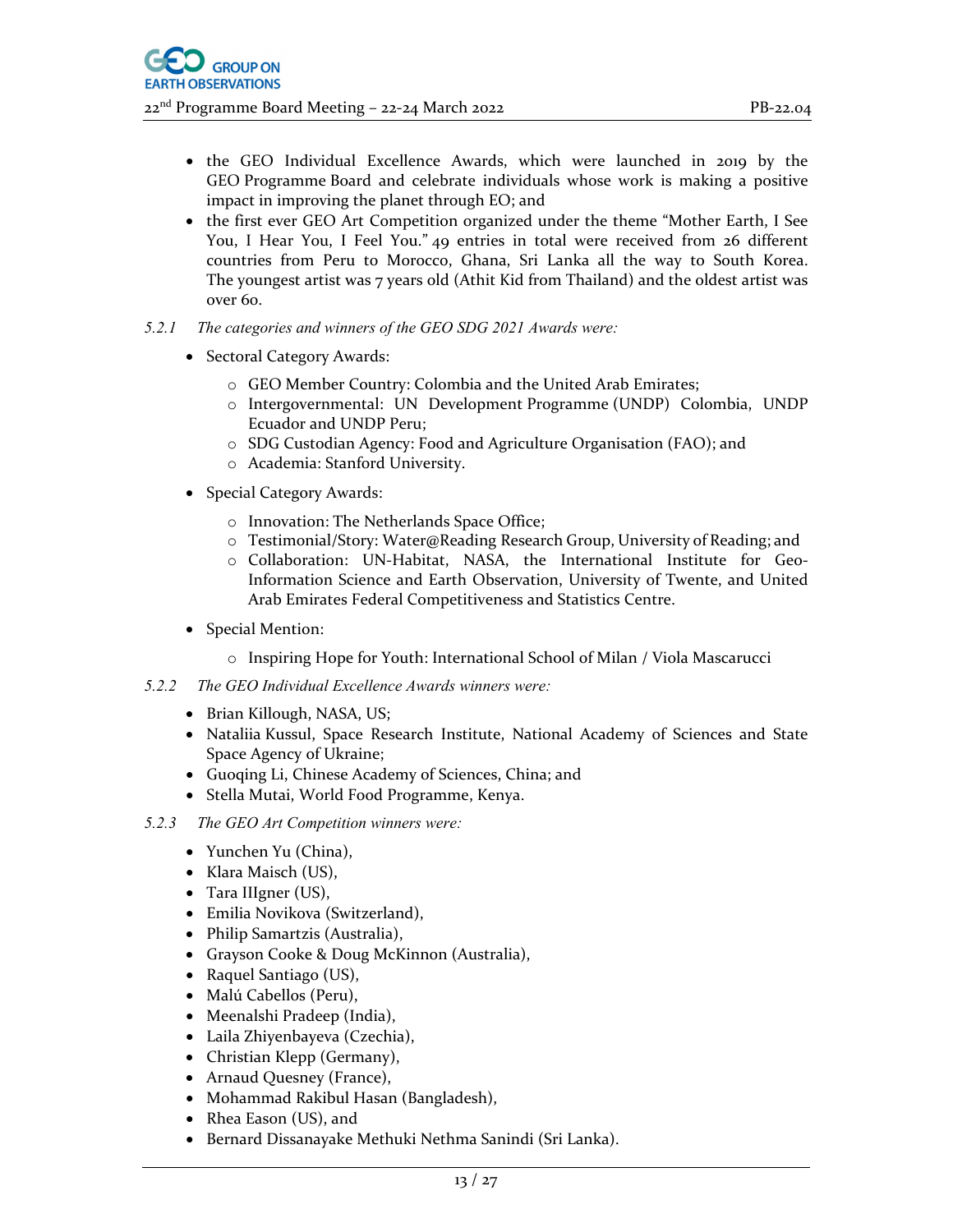- the GEO Individual Excellence Awards, which were launched in 2019 by the GEO Programme Board and celebrate individuals whose work is making a positive impact in improving the planet through EO; and
- the first ever GEO Art Competition organized under the theme "Mother Earth, I See You, I Hear You, I Feel You." 49 entries in total were received from 26 different countries from Peru to Morocco, Ghana, Sri Lanka all the way to South Korea. The youngest artist was 7 years old (Athit Kid from Thailand) and the oldest artist was over 60.

*5.2.1 The categories and winners of the GEO SDG 2021 Awards were:*

- Sectoral Category Awards:
  - GEO Member Country: Colombia and the United Arab Emirates;
  - Intergovernmental: UN Development Programme (UNDP) Colombia, UNDP Ecuador and UNDP Peru;
  - SDG Custodian Agency: Food and Agriculture Organisation (FAO); and
  - Academia: Stanford University.
- Special Category Awards:
  - Innovation: The Netherlands Space Office;
  - Testimonial/Story: Water@Reading Research Group, University of Reading; and
  - Collaboration: UN-Habitat, NASA, the International Institute for Geo-Information Science and Earth Observation, University of Twente, and United Arab Emirates Federal Competitiveness and Statistics Centre.
- Special Mention:
  - Inspiring Hope for Youth: International School of Milan / Viola Mascarucci

*5.2.2 The GEO Individual Excellence Awards winners were:*

- Brian Killough, NASA, US;
- Nataliia Kussul, Space Research Institute, National Academy of Sciences and State Space Agency of Ukraine;
- Guoqing Li, Chinese Academy of Sciences, China; and
- Stella Mutai, World Food Programme, Kenya.

*5.2.3 The GEO Art Competition winners were:*

- Yunchen Yu (China),
- Klara Maisch (US),
- Tara IIIgner (US),
- Emilia Novikova (Switzerland),
- Philip Samartzis (Australia),
- Grayson Cooke & Doug McKinnon (Australia),
- Raquel Santiago (US),
- Malú Cabellos (Peru),
- Meenalshi Pradeep (India),
- Laila Zhiyenbayeva (Czechia),
- Christian Klepp (Germany),
- Arnaud Quesney (France),
- Mohammad Rakibul Hasan (Bangladesh),
- Rhea Eason (US), and
- Bernard Dissanayake Methuki Nethma Sanindi (Sri Lanka).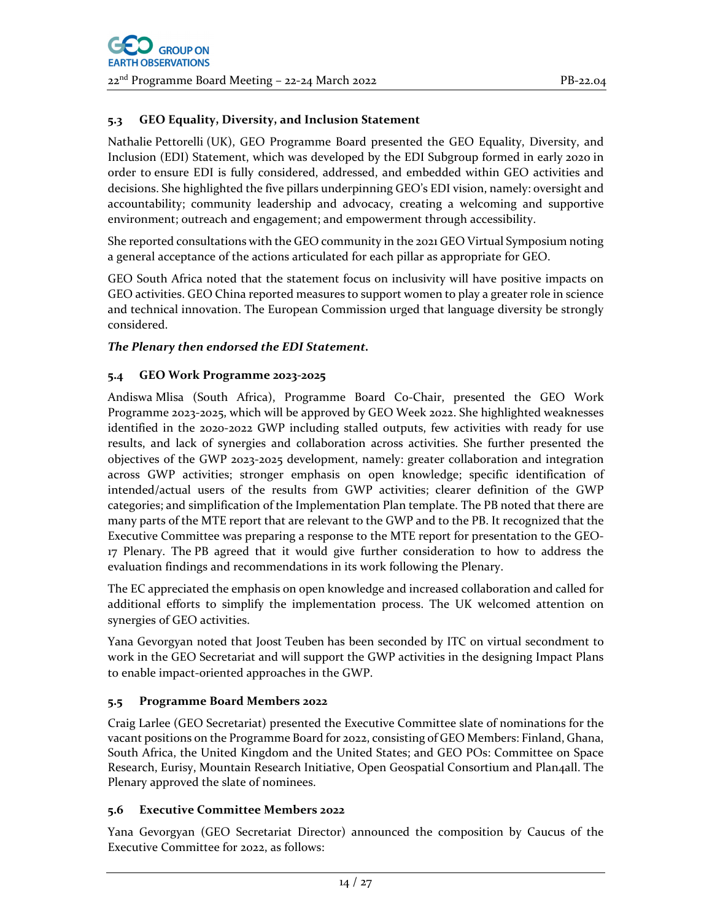### 5.3 GEO Equality, Diversity, and Inclusion Statement

Nathalie Pettorelli (UK), GEO Programme Board presented the GEO Equality, Diversity, and Inclusion (EDI) Statement, which was developed by the EDI Subgroup formed in early 2020 in order to ensure EDI is fully considered, addressed, and embedded within GEO activities and decisions. She highlighted the five pillars underpinning GEO's EDI vision, namely: oversight and accountability; community leadership and advocacy, creating a welcoming and supportive environment; outreach and engagement; and empowerment through accessibility.

She reported consultations with the GEO community in the 2021 GEO Virtual Symposium noting a general acceptance of the actions articulated for each pillar as appropriate for GEO.

GEO South Africa noted that the statement focus on inclusivity will have positive impacts on GEO activities. GEO China reported measures to support women to play a greater role in science and technical innovation. The European Commission urged that language diversity be strongly considered.

***The Plenary then endorsed the EDI Statement.***

### 5.4 GEO Work Programme 2023-2025

Andiswa Mlisa (South Africa), Programme Board Co-Chair, presented the GEO Work Programme 2023-2025, which will be approved by GEO Week 2022. She highlighted weaknesses identified in the 2020-2022 GWP including stalled outputs, few activities with ready for use results, and lack of synergies and collaboration across activities. She further presented the objectives of the GWP 2023-2025 development, namely: greater collaboration and integration across GWP activities; stronger emphasis on open knowledge; specific identification of intended/actual users of the results from GWP activities; clearer definition of the GWP categories; and simplification of the Implementation Plan template. The PB noted that there are many parts of the MTE report that are relevant to the GWP and to the PB. It recognized that the Executive Committee was preparing a response to the MTE report for presentation to the GEO-17 Plenary. The PB agreed that it would give further consideration to how to address the evaluation findings and recommendations in its work following the Plenary.

The EC appreciated the emphasis on open knowledge and increased collaboration and called for additional efforts to simplify the implementation process. The UK welcomed attention on synergies of GEO activities.

Yana Gevorgyan noted that Joost Teuben has been seconded by ITC on virtual secondment to work in the GEO Secretariat and will support the GWP activities in the designing Impact Plans to enable impact-oriented approaches in the GWP.

### 5.5 Programme Board Members 2022

Craig Larlee (GEO Secretariat) presented the Executive Committee slate of nominations for the vacant positions on the Programme Board for 2022, consisting of GEO Members: Finland, Ghana, South Africa, the United Kingdom and the United States; and GEO POs: Committee on Space Research, Eurisy, Mountain Research Initiative, Open Geospatial Consortium and Plan4all. The Plenary approved the slate of nominees.

### 5.6 Executive Committee Members 2022

Yana Gevorgyan (GEO Secretariat Director) announced the composition by Caucus of the Executive Committee for 2022, as follows: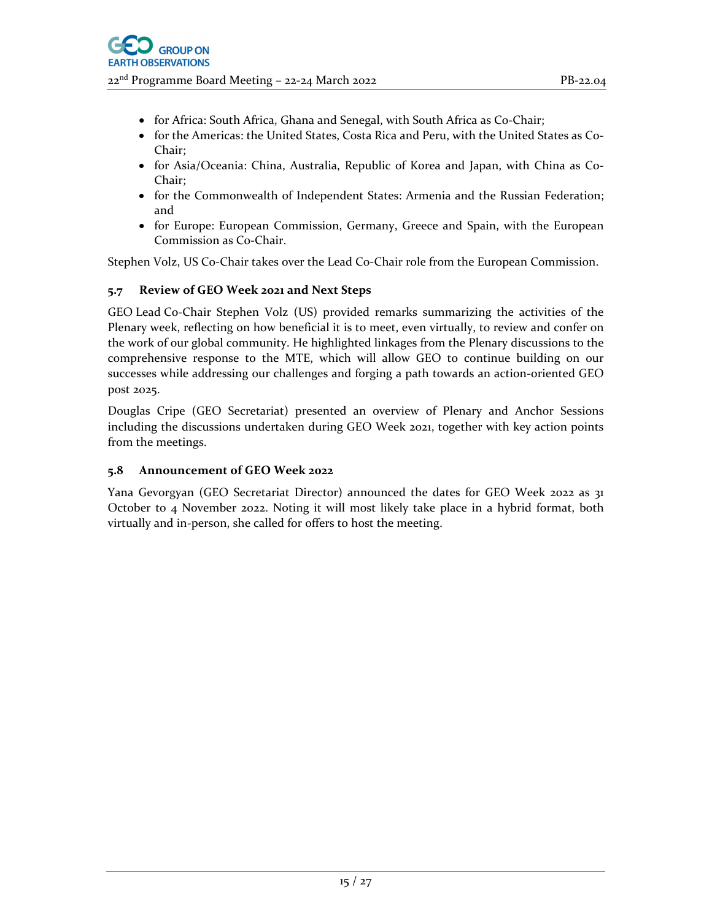- for Africa: South Africa, Ghana and Senegal, with South Africa as Co-Chair;
- for the Americas: the United States, Costa Rica and Peru, with the United States as Co-Chair;
- for Asia/Oceania: China, Australia, Republic of Korea and Japan, with China as Co-Chair;
- for the Commonwealth of Independent States: Armenia and the Russian Federation; and
- for Europe: European Commission, Germany, Greece and Spain, with the European Commission as Co-Chair.

Stephen Volz, US Co-Chair takes over the Lead Co-Chair role from the European Commission.

### 5.7 Review of GEO Week 2021 and Next Steps

GEO Lead Co-Chair Stephen Volz (US) provided remarks summarizing the activities of the Plenary week, reflecting on how beneficial it is to meet, even virtually, to review and confer on the work of our global community. He highlighted linkages from the Plenary discussions to the comprehensive response to the MTE, which will allow GEO to continue building on our successes while addressing our challenges and forging a path towards an action-oriented GEO post 2025.

Douglas Cripe (GEO Secretariat) presented an overview of Plenary and Anchor Sessions including the discussions undertaken during GEO Week 2021, together with key action points from the meetings.

### 5.8 Announcement of GEO Week 2022

Yana Gevorgyan (GEO Secretariat Director) announced the dates for GEO Week 2022 as 31 October to 4 November 2022. Noting it will most likely take place in a hybrid format, both virtually and in-person, she called for offers to host the meeting.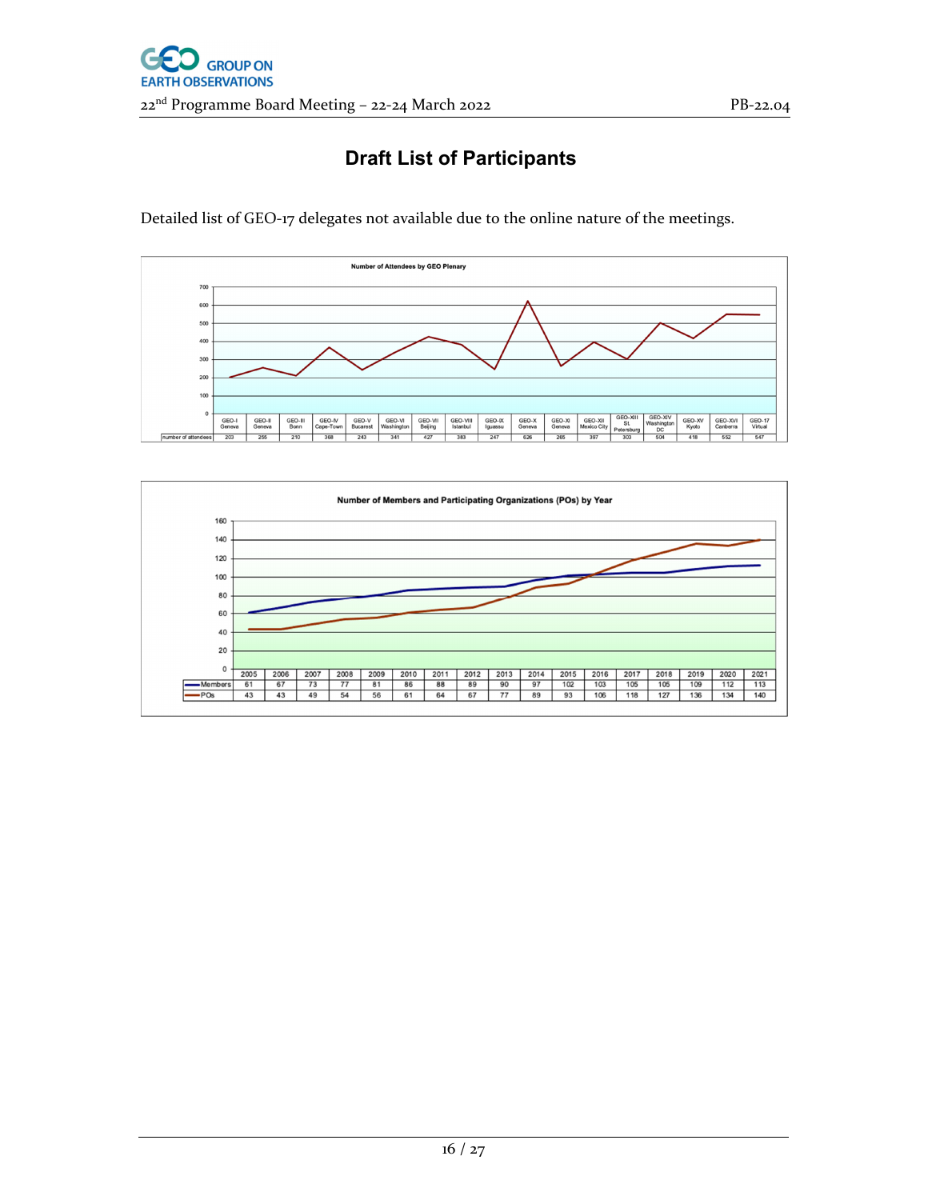## Draft List of Participants

Detailed list of GEO-17 delegates not available due to the online nature of the meetings.

**Number of Attendees by GEO Plenary**

| | GEO-I Geneva | GEO-II Geneva | GEO-III Bonn | GEO-IV Cape-Town | GEO-V Bucarest | GEO-VI Washington | GEO-VII Beijing | GEO-VIII Istanbul | GEO-IX Iguassu | GEO-X Geneva | GEO-XI Geneva | GEO-XII Mexico City | GEO-XIII St. Petersburg | GEO-XIV Washington DC | GEO-XV Kyoto | GEO-XVI Canberra | GEO-17 Virtual |
|---|---|---|---|---|---|---|---|---|---|---|---|---|---|---|---|---|---|
| number of attendees | 203 | 255 | 210 | 368 | 243 | 341 | 427 | 383 | 247 | 626 | 265 | 397 | 303 | 504 | 418 | 552 | 547 |

**Number of Members and Participating Organizations (POs) by Year**

| | 2005 | 2006 | 2007 | 2008 | 2009 | 2010 | 2011 | 2012 | 2013 | 2014 | 2015 | 2016 | 2017 | 2018 | 2019 | 2020 | 2021 |
|---|---|---|---|---|---|---|---|---|---|---|---|---|---|---|---|---|---|
| Members | 61 | 67 | 73 | 77 | 81 | 86 | 88 | 89 | 90 | 97 | 102 | 103 | 105 | 105 | 109 | 112 | 113 |
| POs | 43 | 43 | 49 | 54 | 56 | 61 | 64 | 67 | 77 | 89 | 93 | 106 | 118 | 127 | 136 | 134 | 140 |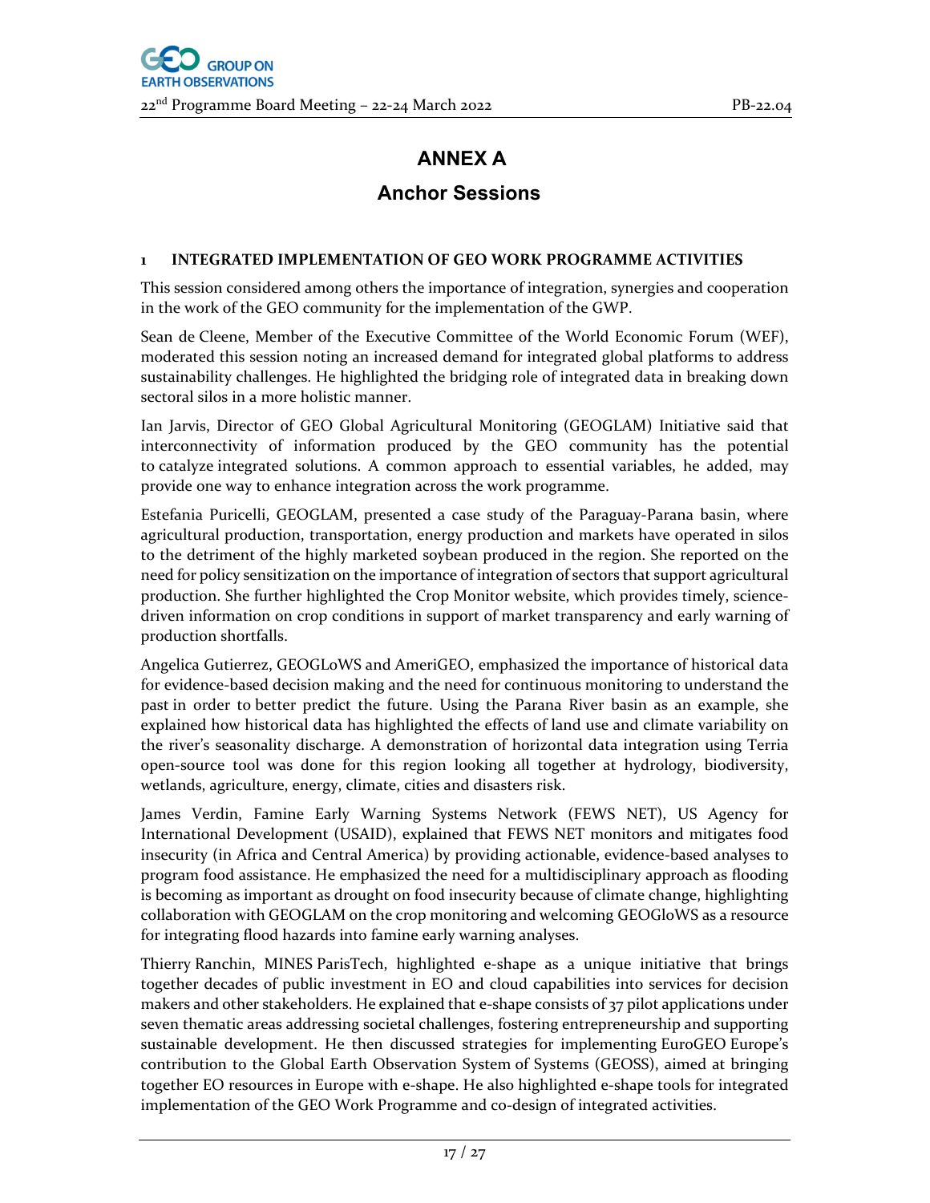# ANNEX A

## Anchor Sessions

### 1 INTEGRATED IMPLEMENTATION OF GEO WORK PROGRAMME ACTIVITIES

This session considered among others the importance of integration, synergies and cooperation in the work of the GEO community for the implementation of the GWP.

Sean de Cleene, Member of the Executive Committee of the World Economic Forum (WEF), moderated this session noting an increased demand for integrated global platforms to address sustainability challenges. He highlighted the bridging role of integrated data in breaking down sectoral silos in a more holistic manner.

Ian Jarvis, Director of GEO Global Agricultural Monitoring (GEOGLAM) Initiative said that interconnectivity of information produced by the GEO community has the potential to catalyze integrated solutions. A common approach to essential variables, he added, may provide one way to enhance integration across the work programme.

Estefania Puricelli, GEOGLAM, presented a case study of the Paraguay-Parana basin, where agricultural production, transportation, energy production and markets have operated in silos to the detriment of the highly marketed soybean produced in the region. She reported on the need for policy sensitization on the importance of integration of sectors that support agricultural production. She further highlighted the Crop Monitor website, which provides timely, science-driven information on crop conditions in support of market transparency and early warning of production shortfalls.

Angelica Gutierrez, GEOGLoWS and AmeriGEO, emphasized the importance of historical data for evidence-based decision making and the need for continuous monitoring to understand the past in order to better predict the future. Using the Parana River basin as an example, she explained how historical data has highlighted the effects of land use and climate variability on the river's seasonality discharge. A demonstration of horizontal data integration using Terria open-source tool was done for this region looking all together at hydrology, biodiversity, wetlands, agriculture, energy, climate, cities and disasters risk.

James Verdin, Famine Early Warning Systems Network (FEWS NET), US Agency for International Development (USAID), explained that FEWS NET monitors and mitigates food insecurity (in Africa and Central America) by providing actionable, evidence-based analyses to program food assistance. He emphasized the need for a multidisciplinary approach as flooding is becoming as important as drought on food insecurity because of climate change, highlighting collaboration with GEOGLAM on the crop monitoring and welcoming GEOGloWS as a resource for integrating flood hazards into famine early warning analyses.

Thierry Ranchin, MINES ParisTech, highlighted e-shape as a unique initiative that brings together decades of public investment in EO and cloud capabilities into services for decision makers and other stakeholders. He explained that e-shape consists of 37 pilot applications under seven thematic areas addressing societal challenges, fostering entrepreneurship and supporting sustainable development. He then discussed strategies for implementing EuroGEO Europe's contribution to the Global Earth Observation System of Systems (GEOSS), aimed at bringing together EO resources in Europe with e-shape. He also highlighted e-shape tools for integrated implementation of the GEO Work Programme and co-design of integrated activities.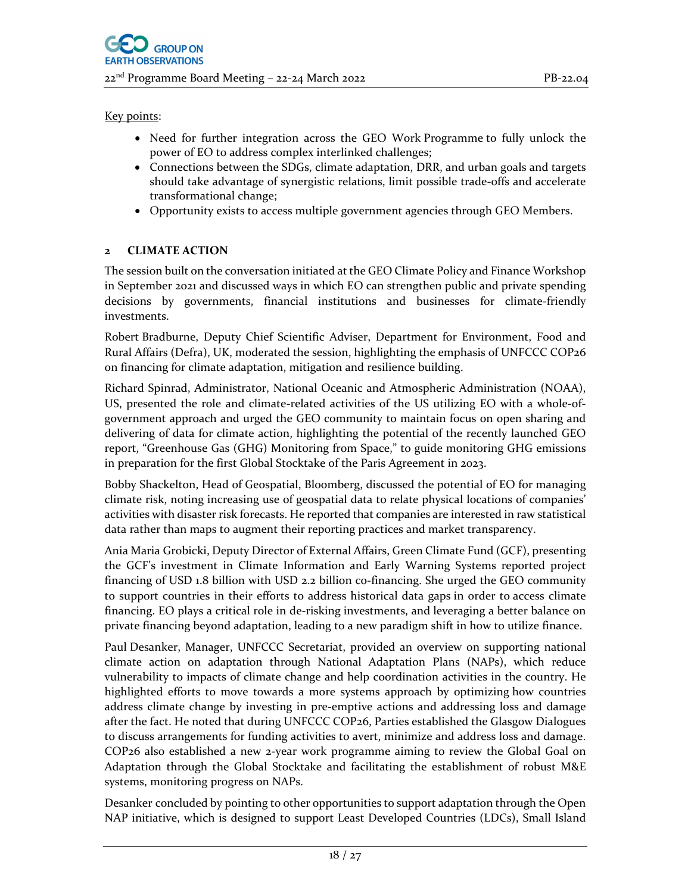Key points:

- Need for further integration across the GEO Work Programme to fully unlock the power of EO to address complex interlinked challenges;
- Connections between the SDGs, climate adaptation, DRR, and urban goals and targets should take advantage of synergistic relations, limit possible trade-offs and accelerate transformational change;
- Opportunity exists to access multiple government agencies through GEO Members.

## 2 CLIMATE ACTION

The session built on the conversation initiated at the GEO Climate Policy and Finance Workshop in September 2021 and discussed ways in which EO can strengthen public and private spending decisions by governments, financial institutions and businesses for climate-friendly investments.

Robert Bradburne, Deputy Chief Scientific Adviser, Department for Environment, Food and Rural Affairs (Defra), UK, moderated the session, highlighting the emphasis of UNFCCC COP26 on financing for climate adaptation, mitigation and resilience building.

Richard Spinrad, Administrator, National Oceanic and Atmospheric Administration (NOAA), US, presented the role and climate-related activities of the US utilizing EO with a whole-of-government approach and urged the GEO community to maintain focus on open sharing and delivering of data for climate action, highlighting the potential of the recently launched GEO report, "Greenhouse Gas (GHG) Monitoring from Space," to guide monitoring GHG emissions in preparation for the first Global Stocktake of the Paris Agreement in 2023.

Bobby Shackelton, Head of Geospatial, Bloomberg, discussed the potential of EO for managing climate risk, noting increasing use of geospatial data to relate physical locations of companies' activities with disaster risk forecasts. He reported that companies are interested in raw statistical data rather than maps to augment their reporting practices and market transparency.

Ania Maria Grobicki, Deputy Director of External Affairs, Green Climate Fund (GCF), presenting the GCF's investment in Climate Information and Early Warning Systems reported project financing of USD 1.8 billion with USD 2.2 billion co-financing. She urged the GEO community to support countries in their efforts to address historical data gaps in order to access climate financing. EO plays a critical role in de-risking investments, and leveraging a better balance on private financing beyond adaptation, leading to a new paradigm shift in how to utilize finance.

Paul Desanker, Manager, UNFCCC Secretariat, provided an overview on supporting national climate action on adaptation through National Adaptation Plans (NAPs), which reduce vulnerability to impacts of climate change and help coordination activities in the country. He highlighted efforts to move towards a more systems approach by optimizing how countries address climate change by investing in pre-emptive actions and addressing loss and damage after the fact. He noted that during UNFCCC COP26, Parties established the Glasgow Dialogues to discuss arrangements for funding activities to avert, minimize and address loss and damage. COP26 also established a new 2-year work programme aiming to review the Global Goal on Adaptation through the Global Stocktake and facilitating the establishment of robust M&E systems, monitoring progress on NAPs.

Desanker concluded by pointing to other opportunities to support adaptation through the Open NAP initiative, which is designed to support Least Developed Countries (LDCs), Small Island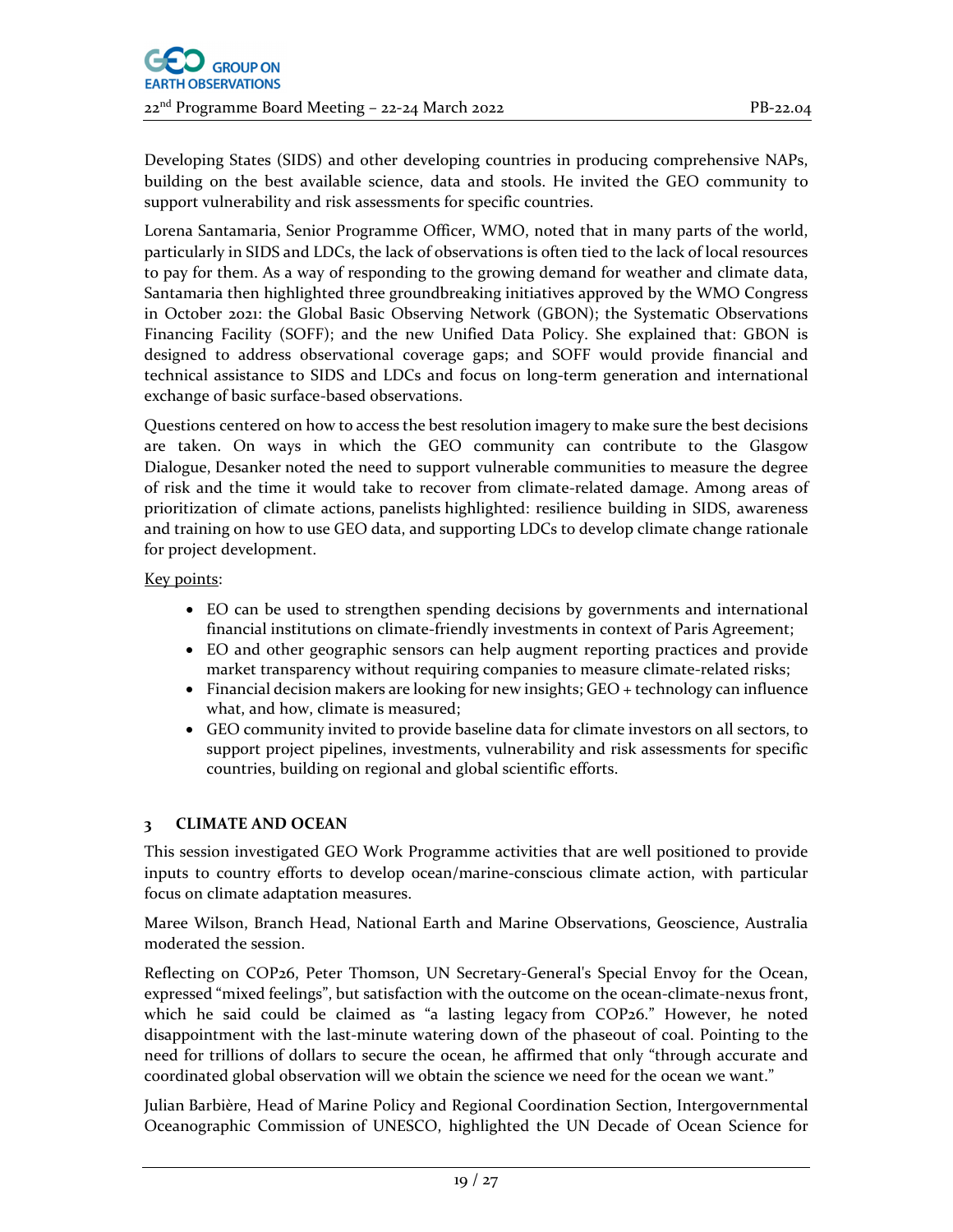Developing States (SIDS) and other developing countries in producing comprehensive NAPs, building on the best available science, data and stools. He invited the GEO community to support vulnerability and risk assessments for specific countries.

Lorena Santamaria, Senior Programme Officer, WMO, noted that in many parts of the world, particularly in SIDS and LDCs, the lack of observations is often tied to the lack of local resources to pay for them. As a way of responding to the growing demand for weather and climate data, Santamaria then highlighted three groundbreaking initiatives approved by the WMO Congress in October 2021: the Global Basic Observing Network (GBON); the Systematic Observations Financing Facility (SOFF); and the new Unified Data Policy. She explained that: GBON is designed to address observational coverage gaps; and SOFF would provide financial and technical assistance to SIDS and LDCs and focus on long-term generation and international exchange of basic surface-based observations.

Questions centered on how to access the best resolution imagery to make sure the best decisions are taken. On ways in which the GEO community can contribute to the Glasgow Dialogue, Desanker noted the need to support vulnerable communities to measure the degree of risk and the time it would take to recover from climate-related damage. Among areas of prioritization of climate actions, panelists highlighted: resilience building in SIDS, awareness and training on how to use GEO data, and supporting LDCs to develop climate change rationale for project development.

Key points:

- EO can be used to strengthen spending decisions by governments and international financial institutions on climate-friendly investments in context of Paris Agreement;
- EO and other geographic sensors can help augment reporting practices and provide market transparency without requiring companies to measure climate-related risks;
- Financial decision makers are looking for new insights; GEO + technology can influence what, and how, climate is measured;
- GEO community invited to provide baseline data for climate investors on all sectors, to support project pipelines, investments, vulnerability and risk assessments for specific countries, building on regional and global scientific efforts.

## 3 CLIMATE AND OCEAN

This session investigated GEO Work Programme activities that are well positioned to provide inputs to country efforts to develop ocean/marine-conscious climate action, with particular focus on climate adaptation measures.

Maree Wilson, Branch Head, National Earth and Marine Observations, Geoscience, Australia moderated the session.

Reflecting on COP26, Peter Thomson, UN Secretary-General's Special Envoy for the Ocean, expressed "mixed feelings", but satisfaction with the outcome on the ocean-climate-nexus front, which he said could be claimed as "a lasting legacy from COP26." However, he noted disappointment with the last-minute watering down of the phaseout of coal. Pointing to the need for trillions of dollars to secure the ocean, he affirmed that only "through accurate and coordinated global observation will we obtain the science we need for the ocean we want."

Julian Barbière, Head of Marine Policy and Regional Coordination Section, Intergovernmental Oceanographic Commission of UNESCO, highlighted the UN Decade of Ocean Science for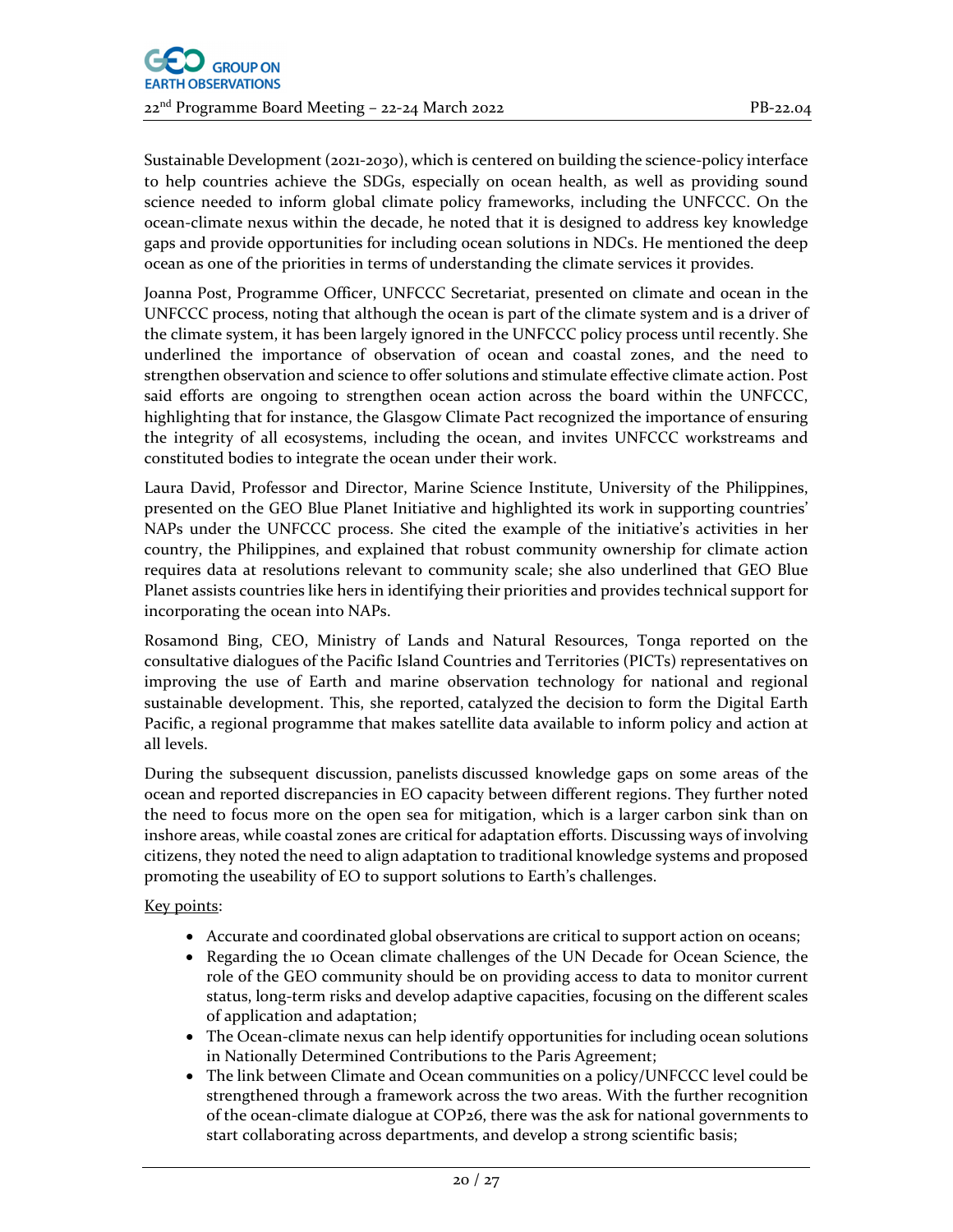Sustainable Development (2021-2030), which is centered on building the science-policy interface to help countries achieve the SDGs, especially on ocean health, as well as providing sound science needed to inform global climate policy frameworks, including the UNFCCC. On the ocean-climate nexus within the decade, he noted that it is designed to address key knowledge gaps and provide opportunities for including ocean solutions in NDCs. He mentioned the deep ocean as one of the priorities in terms of understanding the climate services it provides.

Joanna Post, Programme Officer, UNFCCC Secretariat, presented on climate and ocean in the UNFCCC process, noting that although the ocean is part of the climate system and is a driver of the climate system, it has been largely ignored in the UNFCCC policy process until recently. She underlined the importance of observation of ocean and coastal zones, and the need to strengthen observation and science to offer solutions and stimulate effective climate action. Post said efforts are ongoing to strengthen ocean action across the board within the UNFCCC, highlighting that for instance, the Glasgow Climate Pact recognized the importance of ensuring the integrity of all ecosystems, including the ocean, and invites UNFCCC workstreams and constituted bodies to integrate the ocean under their work.

Laura David, Professor and Director, Marine Science Institute, University of the Philippines, presented on the GEO Blue Planet Initiative and highlighted its work in supporting countries' NAPs under the UNFCCC process. She cited the example of the initiative's activities in her country, the Philippines, and explained that robust community ownership for climate action requires data at resolutions relevant to community scale; she also underlined that GEO Blue Planet assists countries like hers in identifying their priorities and provides technical support for incorporating the ocean into NAPs.

Rosamond Bing, CEO, Ministry of Lands and Natural Resources, Tonga reported on the consultative dialogues of the Pacific Island Countries and Territories (PICTs) representatives on improving the use of Earth and marine observation technology for national and regional sustainable development. This, she reported, catalyzed the decision to form the Digital Earth Pacific, a regional programme that makes satellite data available to inform policy and action at all levels.

During the subsequent discussion, panelists discussed knowledge gaps on some areas of the ocean and reported discrepancies in EO capacity between different regions. They further noted the need to focus more on the open sea for mitigation, which is a larger carbon sink than on inshore areas, while coastal zones are critical for adaptation efforts. Discussing ways of involving citizens, they noted the need to align adaptation to traditional knowledge systems and proposed promoting the useability of EO to support solutions to Earth's challenges.

Key points:

- Accurate and coordinated global observations are critical to support action on oceans;
- Regarding the 10 Ocean climate challenges of the UN Decade for Ocean Science, the role of the GEO community should be on providing access to data to monitor current status, long-term risks and develop adaptive capacities, focusing on the different scales of application and adaptation;
- The Ocean-climate nexus can help identify opportunities for including ocean solutions in Nationally Determined Contributions to the Paris Agreement;
- The link between Climate and Ocean communities on a policy/UNFCCC level could be strengthened through a framework across the two areas. With the further recognition of the ocean-climate dialogue at COP26, there was the ask for national governments to start collaborating across departments, and develop a strong scientific basis;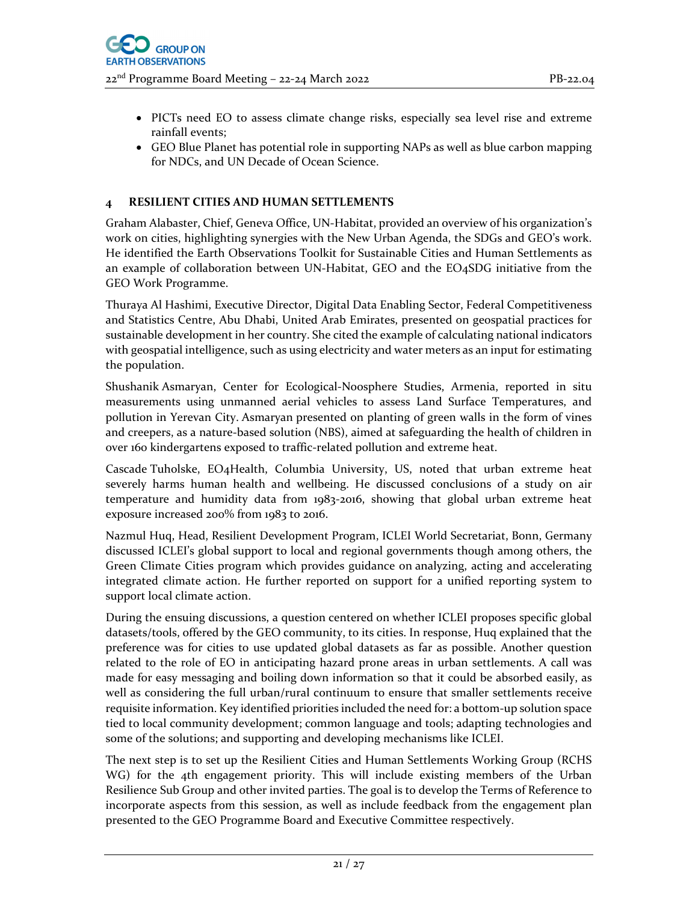- PICTs need EO to assess climate change risks, especially sea level rise and extreme rainfall events;
- GEO Blue Planet has potential role in supporting NAPs as well as blue carbon mapping for NDCs, and UN Decade of Ocean Science.

## 4 RESILIENT CITIES AND HUMAN SETTLEMENTS

Graham Alabaster, Chief, Geneva Office, UN-Habitat, provided an overview of his organization's work on cities, highlighting synergies with the New Urban Agenda, the SDGs and GEO's work. He identified the Earth Observations Toolkit for Sustainable Cities and Human Settlements as an example of collaboration between UN-Habitat, GEO and the EO4SDG initiative from the GEO Work Programme.

Thuraya Al Hashimi, Executive Director, Digital Data Enabling Sector, Federal Competitiveness and Statistics Centre, Abu Dhabi, United Arab Emirates, presented on geospatial practices for sustainable development in her country. She cited the example of calculating national indicators with geospatial intelligence, such as using electricity and water meters as an input for estimating the population.

Shushanik Asmaryan, Center for Ecological-Noosphere Studies, Armenia, reported in situ measurements using unmanned aerial vehicles to assess Land Surface Temperatures, and pollution in Yerevan City. Asmaryan presented on planting of green walls in the form of vines and creepers, as a nature-based solution (NBS), aimed at safeguarding the health of children in over 160 kindergartens exposed to traffic-related pollution and extreme heat.

Cascade Tuholske, EO4Health, Columbia University, US, noted that urban extreme heat severely harms human health and wellbeing. He discussed conclusions of a study on air temperature and humidity data from 1983-2016, showing that global urban extreme heat exposure increased 200% from 1983 to 2016.

Nazmul Huq, Head, Resilient Development Program, ICLEI World Secretariat, Bonn, Germany discussed ICLEI's global support to local and regional governments though among others, the Green Climate Cities program which provides guidance on analyzing, acting and accelerating integrated climate action. He further reported on support for a unified reporting system to support local climate action.

During the ensuing discussions, a question centered on whether ICLEI proposes specific global datasets/tools, offered by the GEO community, to its cities. In response, Huq explained that the preference was for cities to use updated global datasets as far as possible. Another question related to the role of EO in anticipating hazard prone areas in urban settlements. A call was made for easy messaging and boiling down information so that it could be absorbed easily, as well as considering the full urban/rural continuum to ensure that smaller settlements receive requisite information. Key identified priorities included the need for: a bottom-up solution space tied to local community development; common language and tools; adapting technologies and some of the solutions; and supporting and developing mechanisms like ICLEI.

The next step is to set up the Resilient Cities and Human Settlements Working Group (RCHS WG) for the 4th engagement priority. This will include existing members of the Urban Resilience Sub Group and other invited parties. The goal is to develop the Terms of Reference to incorporate aspects from this session, as well as include feedback from the engagement plan presented to the GEO Programme Board and Executive Committee respectively.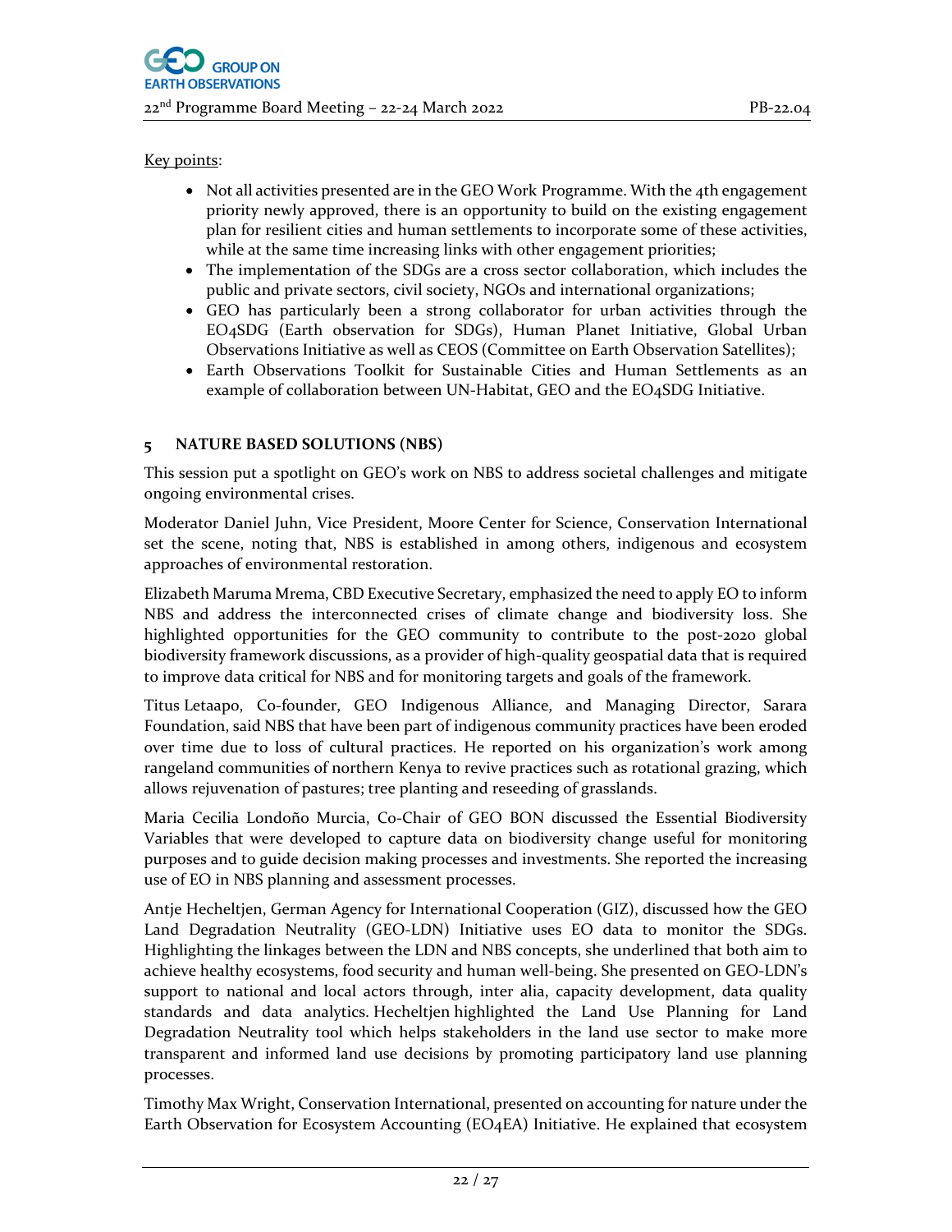Key points:

- Not all activities presented are in the GEO Work Programme. With the 4th engagement priority newly approved, there is an opportunity to build on the existing engagement plan for resilient cities and human settlements to incorporate some of these activities, while at the same time increasing links with other engagement priorities;
- The implementation of the SDGs are a cross sector collaboration, which includes the public and private sectors, civil society, NGOs and international organizations;
- GEO has particularly been a strong collaborator for urban activities through the EO4SDG (Earth observation for SDGs), Human Planet Initiative, Global Urban Observations Initiative as well as CEOS (Committee on Earth Observation Satellites);
- Earth Observations Toolkit for Sustainable Cities and Human Settlements as an example of collaboration between UN-Habitat, GEO and the EO4SDG Initiative.

## 5 NATURE BASED SOLUTIONS (NBS)

This session put a spotlight on GEO's work on NBS to address societal challenges and mitigate ongoing environmental crises.

Moderator Daniel Juhn, Vice President, Moore Center for Science, Conservation International set the scene, noting that, NBS is established in among others, indigenous and ecosystem approaches of environmental restoration.

Elizabeth Maruma Mrema, CBD Executive Secretary, emphasized the need to apply EO to inform NBS and address the interconnected crises of climate change and biodiversity loss. She highlighted opportunities for the GEO community to contribute to the post-2020 global biodiversity framework discussions, as a provider of high-quality geospatial data that is required to improve data critical for NBS and for monitoring targets and goals of the framework.

Titus Letaapo, Co-founder, GEO Indigenous Alliance, and Managing Director, Sarara Foundation, said NBS that have been part of indigenous community practices have been eroded over time due to loss of cultural practices. He reported on his organization's work among rangeland communities of northern Kenya to revive practices such as rotational grazing, which allows rejuvenation of pastures; tree planting and reseeding of grasslands.

Maria Cecilia Londoño Murcia, Co-Chair of GEO BON discussed the Essential Biodiversity Variables that were developed to capture data on biodiversity change useful for monitoring purposes and to guide decision making processes and investments. She reported the increasing use of EO in NBS planning and assessment processes.

Antje Hecheltjen, German Agency for International Cooperation (GIZ), discussed how the GEO Land Degradation Neutrality (GEO-LDN) Initiative uses EO data to monitor the SDGs. Highlighting the linkages between the LDN and NBS concepts, she underlined that both aim to achieve healthy ecosystems, food security and human well-being. She presented on GEO-LDN's support to national and local actors through, inter alia, capacity development, data quality standards and data analytics. Hecheltjen highlighted the Land Use Planning for Land Degradation Neutrality tool which helps stakeholders in the land use sector to make more transparent and informed land use decisions by promoting participatory land use planning processes.

Timothy Max Wright, Conservation International, presented on accounting for nature under the Earth Observation for Ecosystem Accounting (EO4EA) Initiative. He explained that ecosystem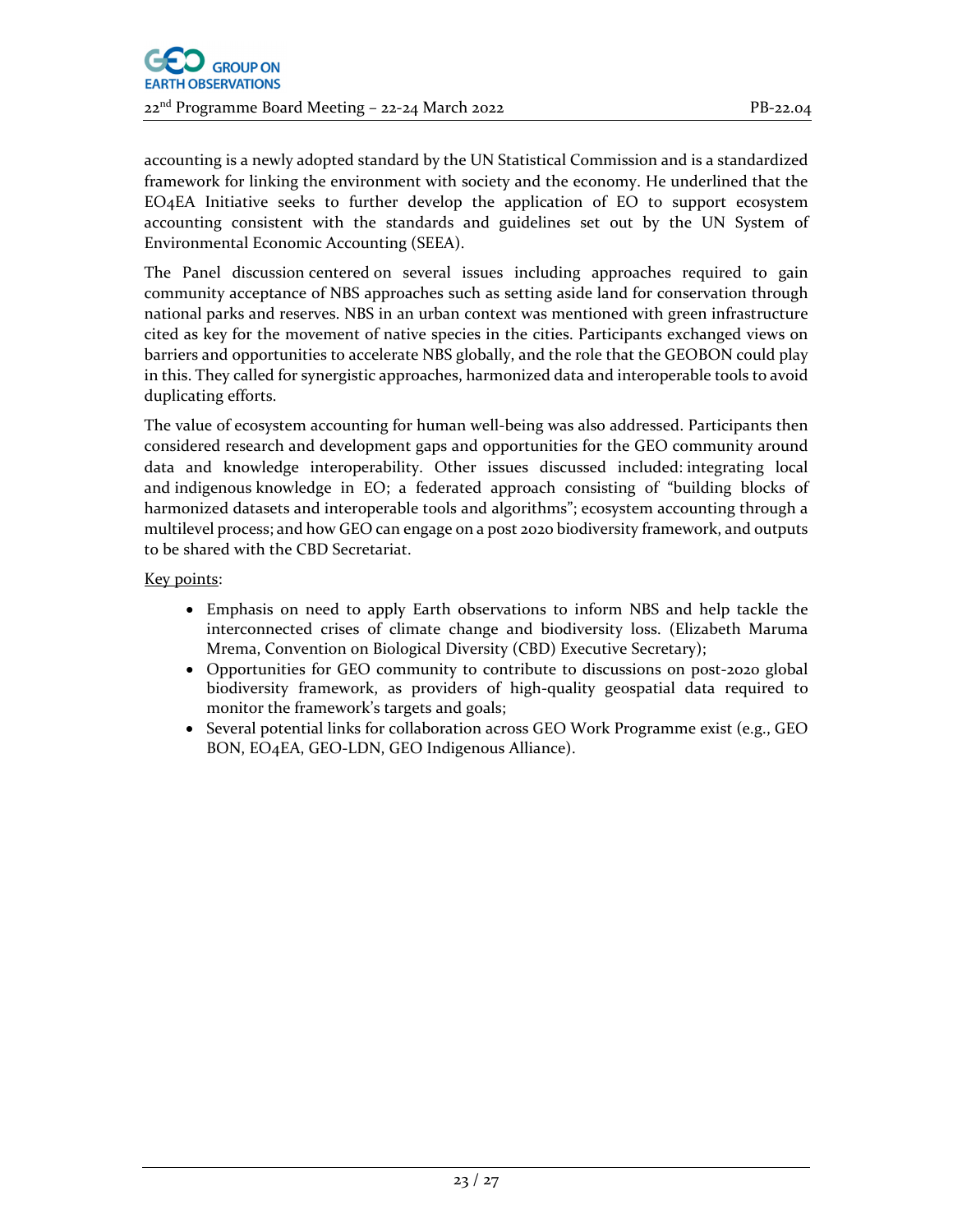accounting is a newly adopted standard by the UN Statistical Commission and is a standardized framework for linking the environment with society and the economy. He underlined that the EO4EA Initiative seeks to further develop the application of EO to support ecosystem accounting consistent with the standards and guidelines set out by the UN System of Environmental Economic Accounting (SEEA).

The Panel discussion centered on several issues including approaches required to gain community acceptance of NBS approaches such as setting aside land for conservation through national parks and reserves. NBS in an urban context was mentioned with green infrastructure cited as key for the movement of native species in the cities. Participants exchanged views on barriers and opportunities to accelerate NBS globally, and the role that the GEOBON could play in this. They called for synergistic approaches, harmonized data and interoperable tools to avoid duplicating efforts.

The value of ecosystem accounting for human well-being was also addressed. Participants then considered research and development gaps and opportunities for the GEO community around data and knowledge interoperability. Other issues discussed included: integrating local and indigenous knowledge in EO; a federated approach consisting of "building blocks of harmonized datasets and interoperable tools and algorithms"; ecosystem accounting through a multilevel process; and how GEO can engage on a post 2020 biodiversity framework, and outputs to be shared with the CBD Secretariat.

Key points:

- Emphasis on need to apply Earth observations to inform NBS and help tackle the interconnected crises of climate change and biodiversity loss. (Elizabeth Maruma Mrema, Convention on Biological Diversity (CBD) Executive Secretary);
- Opportunities for GEO community to contribute to discussions on post-2020 global biodiversity framework, as providers of high-quality geospatial data required to monitor the framework's targets and goals;
- Several potential links for collaboration across GEO Work Programme exist (e.g., GEO BON, EO4EA, GEO-LDN, GEO Indigenous Alliance).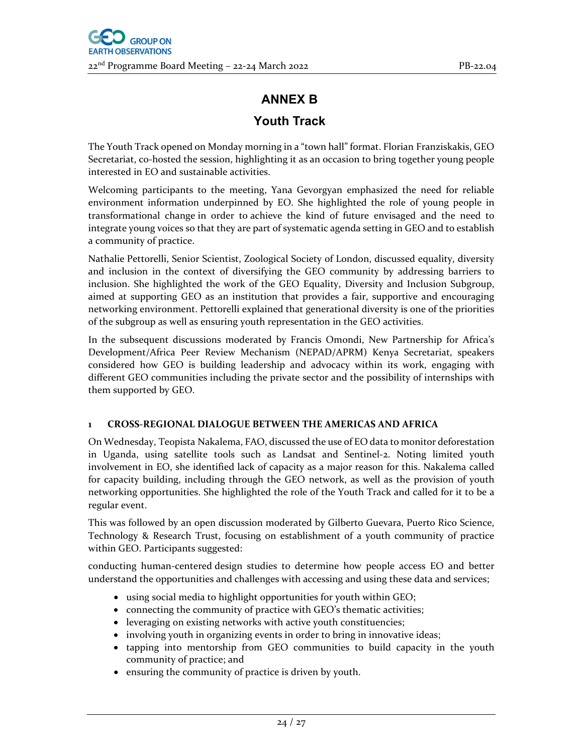# ANNEX B

## Youth Track

The Youth Track opened on Monday morning in a "town hall" format. Florian Franziskakis, GEO Secretariat, co-hosted the session, highlighting it as an occasion to bring together young people interested in EO and sustainable activities.

Welcoming participants to the meeting, Yana Gevorgyan emphasized the need for reliable environment information underpinned by EO. She highlighted the role of young people in transformational change in order to achieve the kind of future envisaged and the need to integrate young voices so that they are part of systematic agenda setting in GEO and to establish a community of practice.

Nathalie Pettorelli, Senior Scientist, Zoological Society of London, discussed equality, diversity and inclusion in the context of diversifying the GEO community by addressing barriers to inclusion. She highlighted the work of the GEO Equality, Diversity and Inclusion Subgroup, aimed at supporting GEO as an institution that provides a fair, supportive and encouraging networking environment. Pettorelli explained that generational diversity is one of the priorities of the subgroup as well as ensuring youth representation in the GEO activities.

In the subsequent discussions moderated by Francis Omondi, New Partnership for Africa's Development/Africa Peer Review Mechanism (NEPAD/APRM) Kenya Secretariat, speakers considered how GEO is building leadership and advocacy within its work, engaging with different GEO communities including the private sector and the possibility of internships with them supported by GEO.

### 1 CROSS-REGIONAL DIALOGUE BETWEEN THE AMERICAS AND AFRICA

On Wednesday, Teopista Nakalema, FAO, discussed the use of EO data to monitor deforestation in Uganda, using satellite tools such as Landsat and Sentinel-2. Noting limited youth involvement in EO, she identified lack of capacity as a major reason for this. Nakalema called for capacity building, including through the GEO network, as well as the provision of youth networking opportunities. She highlighted the role of the Youth Track and called for it to be a regular event.

This was followed by an open discussion moderated by Gilberto Guevara, Puerto Rico Science, Technology & Research Trust, focusing on establishment of a youth community of practice within GEO. Participants suggested:

conducting human-centered design studies to determine how people access EO and better understand the opportunities and challenges with accessing and using these data and services;

- using social media to highlight opportunities for youth within GEO;
- connecting the community of practice with GEO's thematic activities;
- leveraging on existing networks with active youth constituencies;
- involving youth in organizing events in order to bring in innovative ideas;
- tapping into mentorship from GEO communities to build capacity in the youth community of practice; and
- ensuring the community of practice is driven by youth.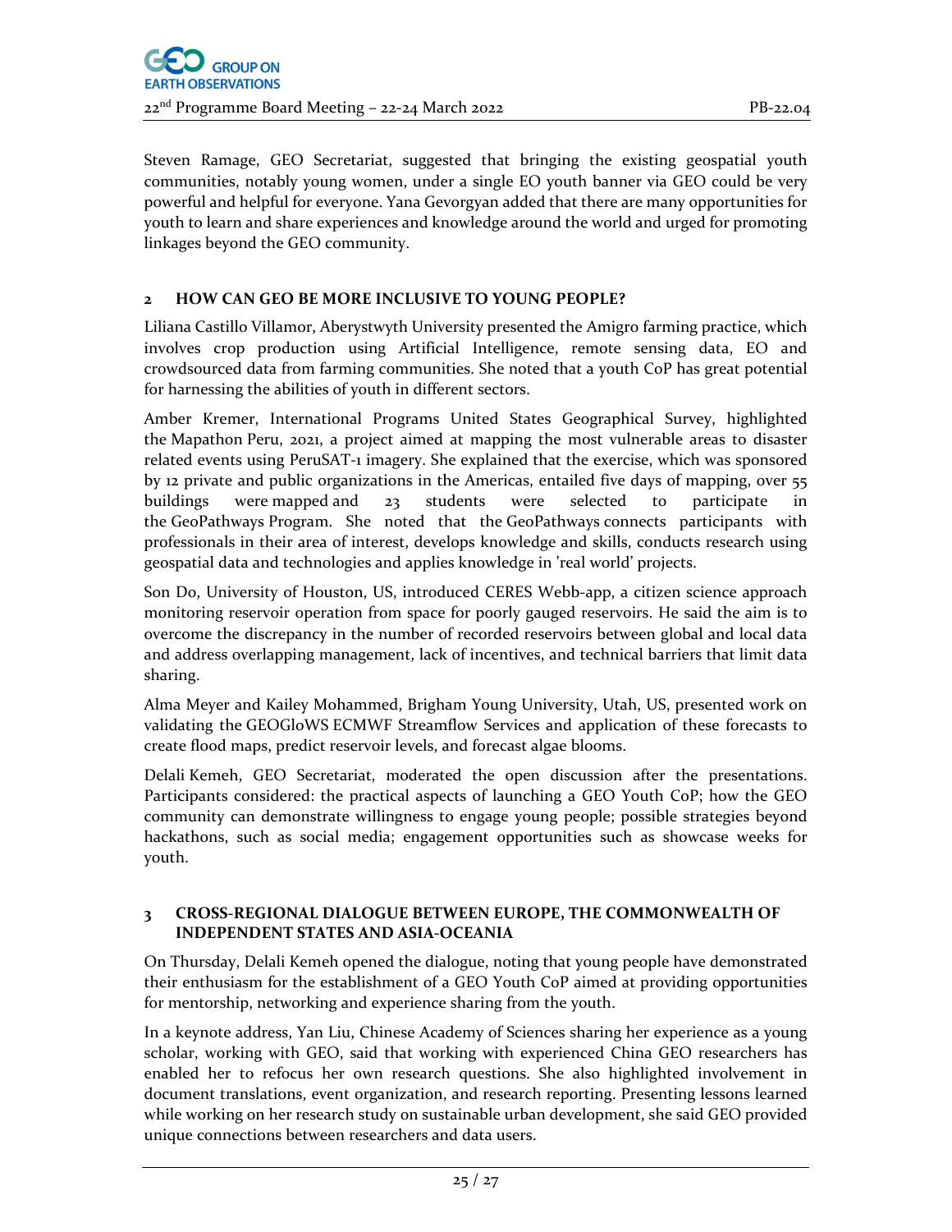Steven Ramage, GEO Secretariat, suggested that bringing the existing geospatial youth communities, notably young women, under a single EO youth banner via GEO could be very powerful and helpful for everyone. Yana Gevorgyan added that there are many opportunities for youth to learn and share experiences and knowledge around the world and urged for promoting linkages beyond the GEO community.

## 2 HOW CAN GEO BE MORE INCLUSIVE TO YOUNG PEOPLE?

Liliana Castillo Villamor, Aberystwyth University presented the Amigro farming practice, which involves crop production using Artificial Intelligence, remote sensing data, EO and crowdsourced data from farming communities. She noted that a youth CoP has great potential for harnessing the abilities of youth in different sectors.

Amber Kremer, International Programs United States Geographical Survey, highlighted the Mapathon Peru, 2021, a project aimed at mapping the most vulnerable areas to disaster related events using PeruSAT-1 imagery. She explained that the exercise, which was sponsored by 12 private and public organizations in the Americas, entailed five days of mapping, over 55 buildings were mapped and 23 students were selected to participate in the GeoPathways Program. She noted that the GeoPathways connects participants with professionals in their area of interest, develops knowledge and skills, conducts research using geospatial data and technologies and applies knowledge in 'real world' projects.

Son Do, University of Houston, US, introduced CERES Webb-app, a citizen science approach monitoring reservoir operation from space for poorly gauged reservoirs. He said the aim is to overcome the discrepancy in the number of recorded reservoirs between global and local data and address overlapping management, lack of incentives, and technical barriers that limit data sharing.

Alma Meyer and Kailey Mohammed, Brigham Young University, Utah, US, presented work on validating the GEOGloWS ECMWF Streamflow Services and application of these forecasts to create flood maps, predict reservoir levels, and forecast algae blooms.

Delali Kemeh, GEO Secretariat, moderated the open discussion after the presentations. Participants considered: the practical aspects of launching a GEO Youth CoP; how the GEO community can demonstrate willingness to engage young people; possible strategies beyond hackathons, such as social media; engagement opportunities such as showcase weeks for youth.

## 3 CROSS-REGIONAL DIALOGUE BETWEEN EUROPE, THE COMMONWEALTH OF INDEPENDENT STATES AND ASIA-OCEANIA

On Thursday, Delali Kemeh opened the dialogue, noting that young people have demonstrated their enthusiasm for the establishment of a GEO Youth CoP aimed at providing opportunities for mentorship, networking and experience sharing from the youth.

In a keynote address, Yan Liu, Chinese Academy of Sciences sharing her experience as a young scholar, working with GEO, said that working with experienced China GEO researchers has enabled her to refocus her own research questions. She also highlighted involvement in document translations, event organization, and research reporting. Presenting lessons learned while working on her research study on sustainable urban development, she said GEO provided unique connections between researchers and data users.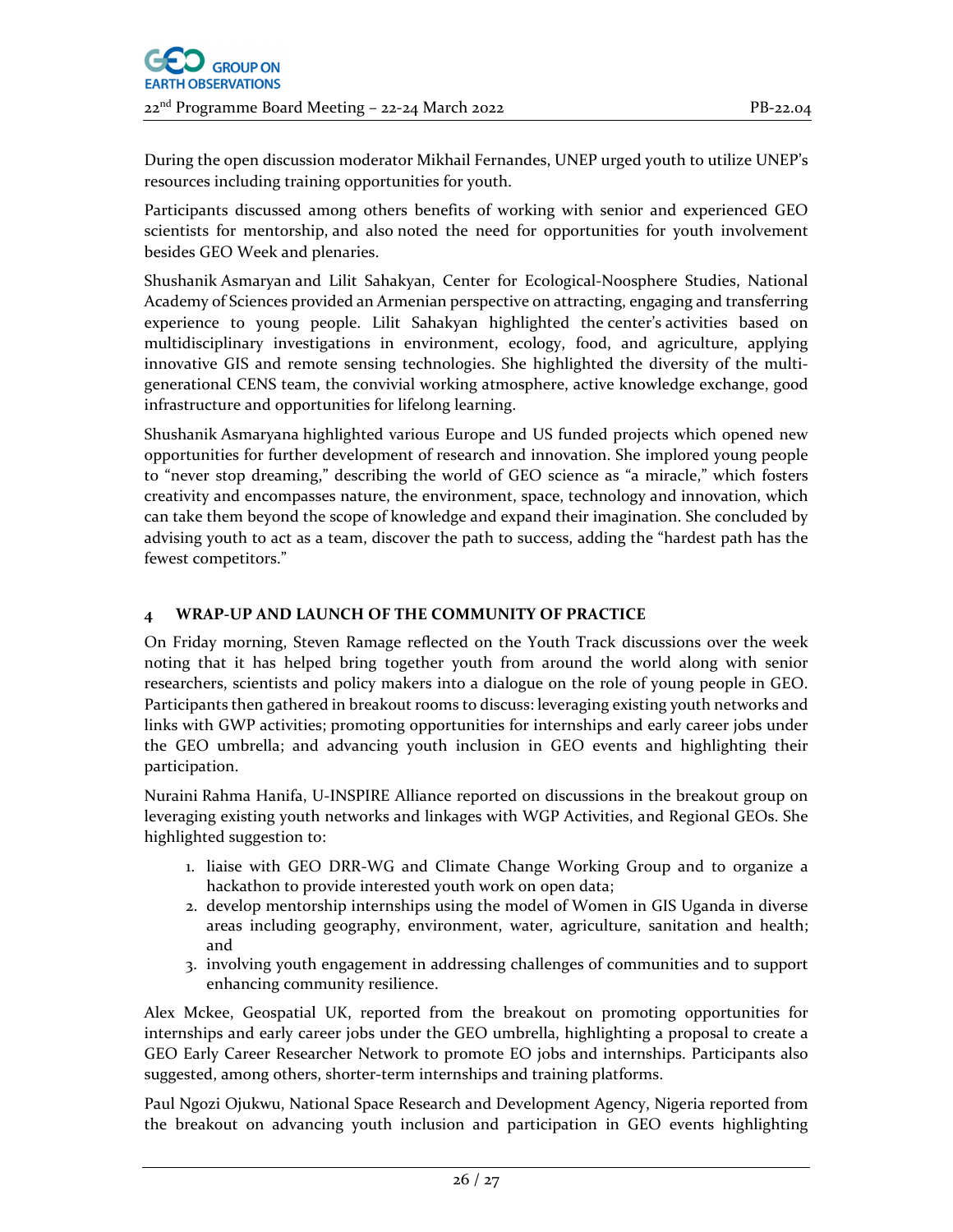During the open discussion moderator Mikhail Fernandes, UNEP urged youth to utilize UNEP's resources including training opportunities for youth.

Participants discussed among others benefits of working with senior and experienced GEO scientists for mentorship, and also noted the need for opportunities for youth involvement besides GEO Week and plenaries.

Shushanik Asmaryan and Lilit Sahakyan, Center for Ecological-Noosphere Studies, National Academy of Sciences provided an Armenian perspective on attracting, engaging and transferring experience to young people. Lilit Sahakyan highlighted the center's activities based on multidisciplinary investigations in environment, ecology, food, and agriculture, applying innovative GIS and remote sensing technologies. She highlighted the diversity of the multi-generational CENS team, the convivial working atmosphere, active knowledge exchange, good infrastructure and opportunities for lifelong learning.

Shushanik Asmaryana highlighted various Europe and US funded projects which opened new opportunities for further development of research and innovation. She implored young people to "never stop dreaming," describing the world of GEO science as "a miracle," which fosters creativity and encompasses nature, the environment, space, technology and innovation, which can take them beyond the scope of knowledge and expand their imagination. She concluded by advising youth to act as a team, discover the path to success, adding the "hardest path has the fewest competitors."

## 4 WRAP-UP AND LAUNCH OF THE COMMUNITY OF PRACTICE

On Friday morning, Steven Ramage reflected on the Youth Track discussions over the week noting that it has helped bring together youth from around the world along with senior researchers, scientists and policy makers into a dialogue on the role of young people in GEO. Participants then gathered in breakout rooms to discuss: leveraging existing youth networks and links with GWP activities; promoting opportunities for internships and early career jobs under the GEO umbrella; and advancing youth inclusion in GEO events and highlighting their participation.

Nuraini Rahma Hanifa, U-INSPIRE Alliance reported on discussions in the breakout group on leveraging existing youth networks and linkages with WGP Activities, and Regional GEOs. She highlighted suggestion to:

1. liaise with GEO DRR-WG and Climate Change Working Group and to organize a hackathon to provide interested youth work on open data;
2. develop mentorship internships using the model of Women in GIS Uganda in diverse areas including geography, environment, water, agriculture, sanitation and health; and
3. involving youth engagement in addressing challenges of communities and to support enhancing community resilience.

Alex Mckee, Geospatial UK, reported from the breakout on promoting opportunities for internships and early career jobs under the GEO umbrella, highlighting a proposal to create a GEO Early Career Researcher Network to promote EO jobs and internships. Participants also suggested, among others, shorter-term internships and training platforms.

Paul Ngozi Ojukwu, National Space Research and Development Agency, Nigeria reported from the breakout on advancing youth inclusion and participation in GEO events highlighting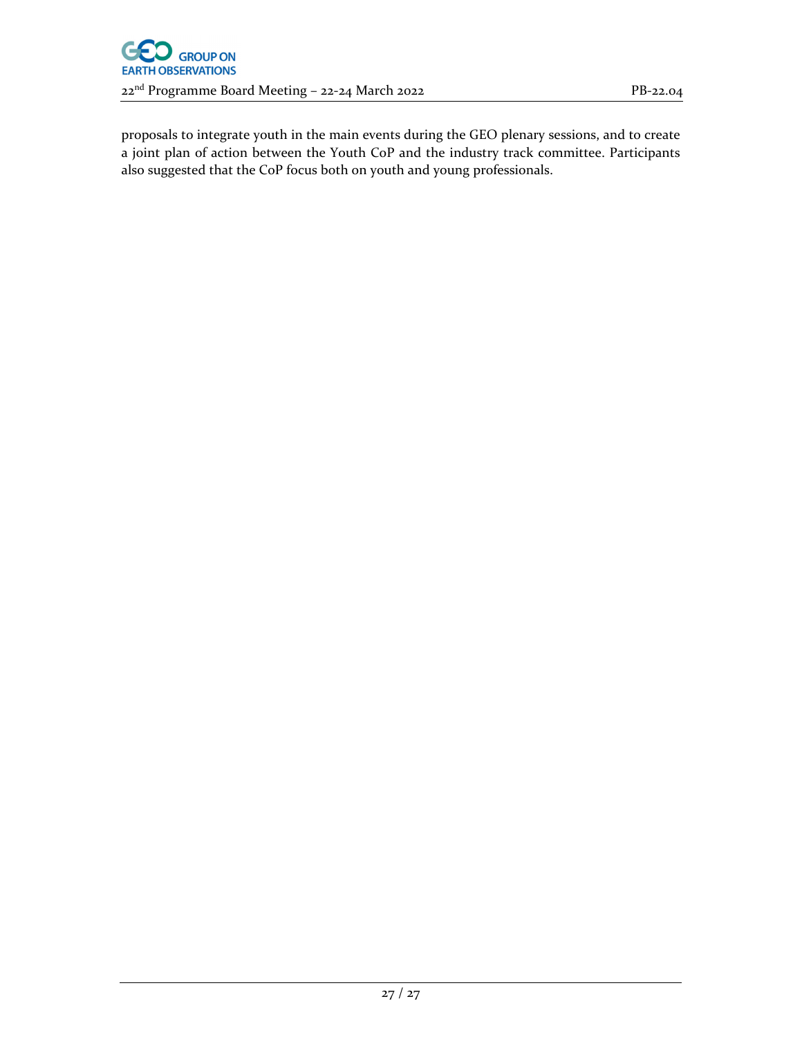proposals to integrate youth in the main events during the GEO plenary sessions, and to create a joint plan of action between the Youth CoP and the industry track committee. Participants also suggested that the CoP focus both on youth and young professionals.